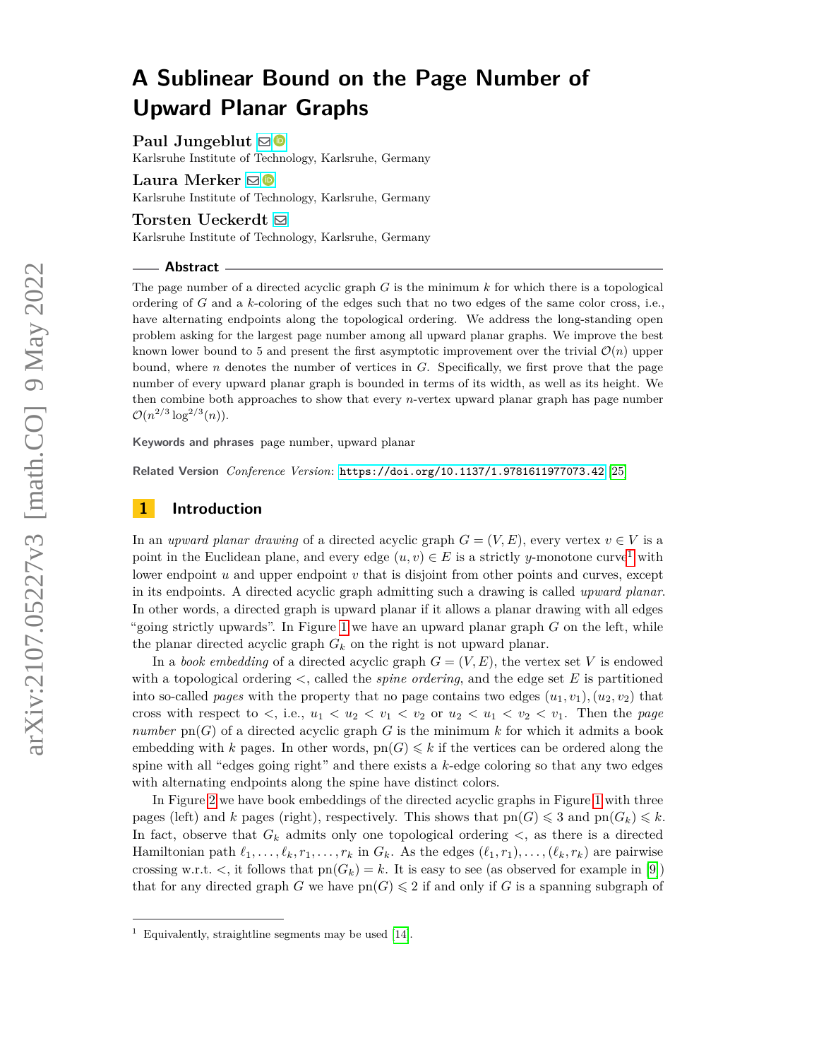# A Sublinear Bound on the Page Number of Upward Planar Graphs

**Paul Jungeblut**
Karlsruhe Institute of Technology, Karlsruhe, Germany

**Laura Merker**
Karlsruhe Institute of Technology, Karlsruhe, Germany

**Torsten Ueckerdt**
Karlsruhe Institute of Technology, Karlsruhe, Germany

## Abstract

The page number of a directed acyclic graph $G$ is the minimum $k$ for which there is a topological ordering of $G$ and a $k$-coloring of the edges such that no two edges of the same color cross, i.e., have alternating endpoints along the topological ordering. We address the long-standing open problem asking for the largest page number among all upward planar graphs. We improve the best known lower bound to 5 and present the first asymptotic improvement over the trivial $\mathcal{O}(n)$ upper bound, where $n$ denotes the number of vertices in $G$. Specifically, we first prove that the page number of every upward planar graph is bounded in terms of its width, as well as its height. We then combine both approaches to show that every $n$-vertex upward planar graph has page number $\mathcal{O}(n^{2/3} \log^{2/3}(n))$.

**Keywords and phrases** page number, upward planar

**Related Version** *Conference Version*: https://doi.org/10.1137/1.9781611977073.42 [25]

## 1 Introduction

In an *upward planar drawing* of a directed acyclic graph $G = (V, E)$, every vertex $v \in V$ is a point in the Euclidean plane, and every edge $(u, v) \in E$ is a strictly $y$-monotone curve[1] with lower endpoint $u$ and upper endpoint $v$ that is disjoint from other points and curves, except in its endpoints. A directed acyclic graph admitting such a drawing is called *upward planar*. In other words, a directed graph is upward planar if it allows a planar drawing with all edges "going strictly upwards". In Figure 1 we have an upward planar graph $G$ on the left, while the planar directed acyclic graph $G_k$ on the right is not upward planar.

In a *book embedding* of a directed acyclic graph $G = (V, E)$, the vertex set $V$ is endowed with a topological ordering $<$, called the *spine ordering*, and the edge set $E$ is partitioned into so-called *pages* with the property that no page contains two edges $(u_1, v_1), (u_2, v_2)$ that cross with respect to $<$, i.e., $u_1 < u_2 < v_1 < v_2$ or $u_2 < u_1 < v_2 < v_1$. Then the *page number* $\operatorname{pn}(G)$ of a directed acyclic graph $G$ is the minimum $k$ for which it admits a book embedding with $k$ pages. In other words, $\operatorname{pn}(G) \leqslant k$ if the vertices can be ordered along the spine with all "edges going right" and there exists a $k$-edge coloring so that any two edges with alternating endpoints along the spine have distinct colors.

In Figure 2 we have book embeddings of the directed acyclic graphs in Figure 1 with three pages (left) and $k$ pages (right), respectively. This shows that $\operatorname{pn}(G) \leqslant 3$ and $\operatorname{pn}(G_k) \leqslant k$. In fact, observe that $G_k$ admits only one topological ordering $<$, as there is a directed Hamiltonian path $\ell_1, \ldots, \ell_k, r_1, \ldots, r_k$ in $G_k$. As the edges $(\ell_1, r_1), \ldots, (\ell_k, r_k)$ are pairwise crossing w.r.t. $<$, it follows that $\operatorname{pn}(G_k) = k$. It is easy to see (as observed for example in [9]) that for any directed graph $G$ we have $\operatorname{pn}(G) \leqslant 2$ if and only if $G$ is a spanning subgraph of

[1] Equivalently, straightline segments may be used [14].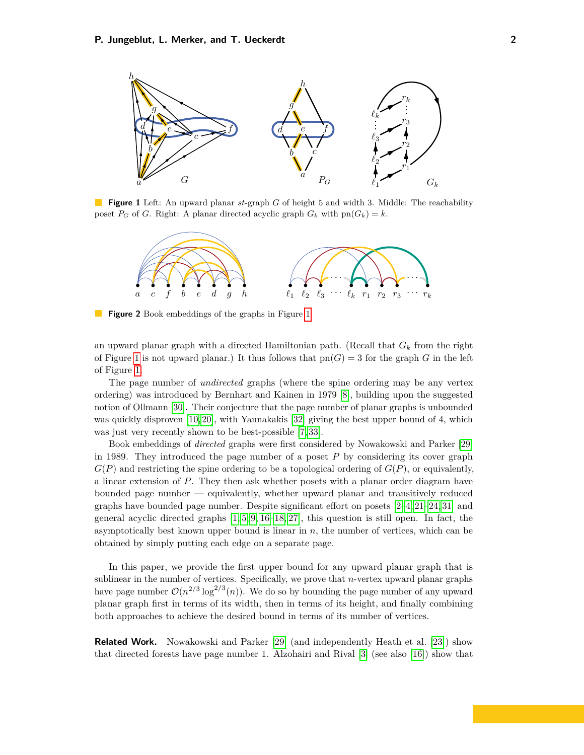**Figure 1** Left: An upward planar $st$-graph $G$ of height 5 and width 3. Middle: The reachability poset $P_G$ of $G$. Right: A planar directed acyclic graph $G_k$ with $\text{pn}(G_k) = k$.

**Figure 2** Book embeddings of the graphs in Figure 1.

an upward planar graph with a directed Hamiltonian path. (Recall that $G_k$ from the right of Figure 1 is not upward planar.) It thus follows that $\text{pn}(G) = 3$ for the graph $G$ in the left of Figure 1.

The page number of *undirected* graphs (where the spine ordering may be any vertex ordering) was introduced by Bernhart and Kainen in 1979 [8], building upon the suggested notion of Ollmann [30]. Their conjecture that the page number of planar graphs is unbounded was quickly disproven [10,20], with Yannakakis [32] giving the best upper bound of 4, which was just very recently shown to be best-possible [7,33].

Book embeddings of *directed* graphs were first considered by Nowakowski and Parker [29] in 1989. They introduced the page number of a poset $P$ by considering its cover graph $G(P)$ and restricting the spine ordering to be a topological ordering of $G(P)$, or equivalently, a linear extension of $P$. They then ask whether posets with a planar order diagram have bounded page number — equivalently, whether upward planar and transitively reduced graphs have bounded page number. Despite significant effort on posets [2–4,21–24,31] and general acyclic directed graphs [1,5,9,16–18,27], this question is still open. In fact, the asymptotically best known upper bound is linear in $n$, the number of vertices, which can be obtained by simply putting each edge on a separate page.

In this paper, we provide the first upper bound for any upward planar graph that is sublinear in the number of vertices. Specifically, we prove that $n$-vertex upward planar graphs have page number $\mathcal{O}(n^{2/3} \log^{2/3}(n))$. We do so by bounding the page number of any upward planar graph first in terms of its width, then in terms of its height, and finally combining both approaches to achieve the desired bound in terms of its number of vertices.

**Related Work.** Nowakowski and Parker [29] (and independently Heath et al. [23]) show that directed forests have page number 1. Alzohairi and Rival [3] (see also [16]) show that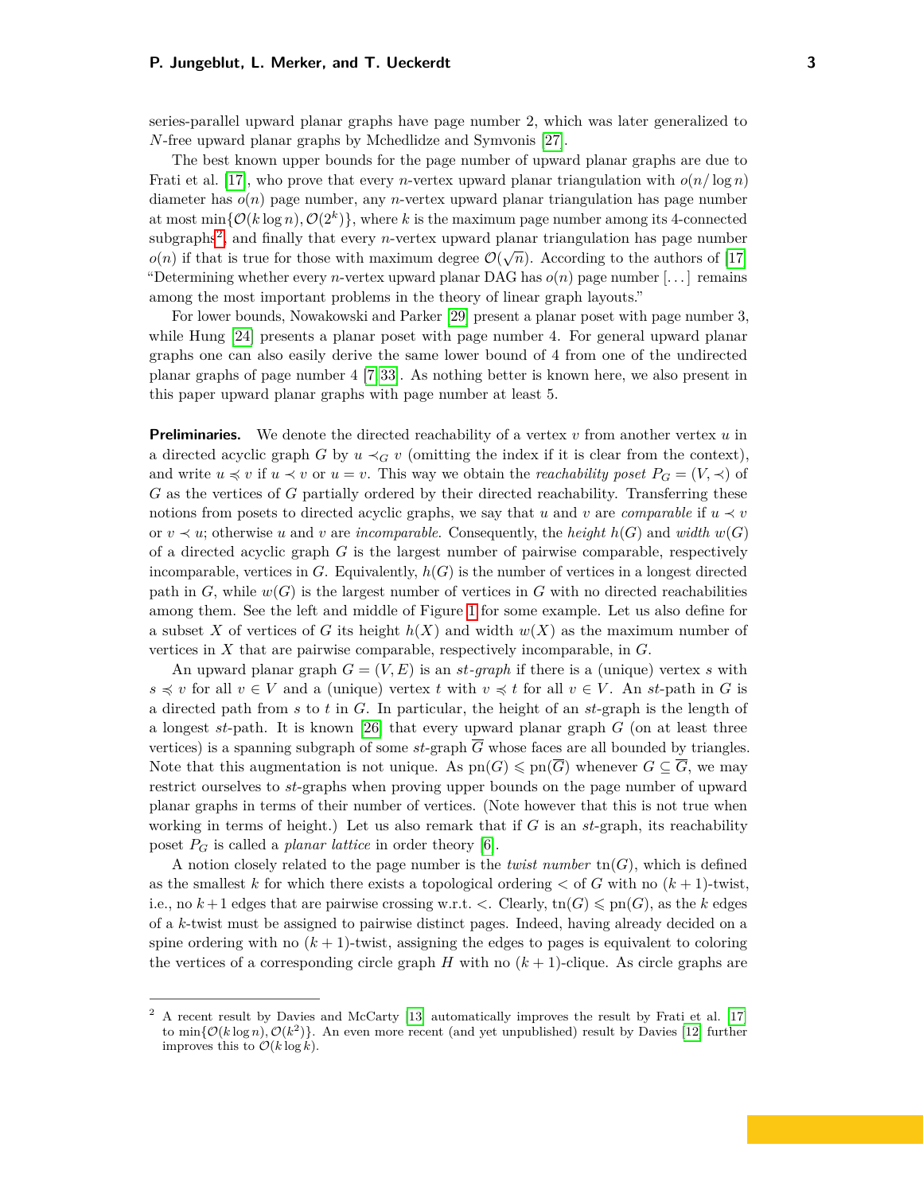series-parallel upward planar graphs have page number 2, which was later generalized to $N$-free upward planar graphs by Mchedlidze and Symvonis [27].

The best known upper bounds for the page number of upward planar graphs are due to Frati et al. [17], who prove that every $n$-vertex upward planar triangulation with $o(n/\log n)$ diameter has $o(n)$ page number, any $n$-vertex upward planar triangulation has page number at most $\min\{\mathcal{O}(k \log n), \mathcal{O}(2^k)\}$, where $k$ is the maximum page number among its 4-connected subgraphs[2], and finally that every $n$-vertex upward planar triangulation has page number $o(n)$ if that is true for those with maximum degree $\mathcal{O}(\sqrt{n})$. According to the authors of [17] "Determining whether every $n$-vertex upward planar DAG has $o(n)$ page number [...] remains among the most important problems in the theory of linear graph layouts."

For lower bounds, Nowakowski and Parker [29] present a planar poset with page number 3, while Hung [24] presents a planar poset with page number 4. For general upward planar graphs one can also easily derive the same lower bound of 4 from one of the undirected planar graphs of page number 4 [7,33]. As nothing better is known here, we also present in this paper upward planar graphs with page number at least 5.

**Preliminaries.** We denote the directed reachability of a vertex $v$ from another vertex $u$ in a directed acyclic graph $G$ by $u \prec_G v$ (omitting the index if it is clear from the context), and write $u \preccurlyeq v$ if $u \prec v$ or $u = v$. This way we obtain the *reachability poset* $P_G = (V, \prec)$ of $G$ as the vertices of $G$ partially ordered by their directed reachability. Transferring these notions from posets to directed acyclic graphs, we say that $u$ and $v$ are *comparable* if $u \prec v$ or $v \prec u$; otherwise $u$ and $v$ are *incomparable*. Consequently, the *height* $h(G)$ and *width* $w(G)$ of a directed acyclic graph $G$ is the largest number of pairwise comparable, respectively incomparable, vertices in $G$. Equivalently, $h(G)$ is the number of vertices in a longest directed path in $G$, while $w(G)$ is the largest number of vertices in $G$ with no directed reachabilities among them. See the left and middle of Figure 1 for some example. Let us also define for a subset $X$ of vertices of $G$ its height $h(X)$ and width $w(X)$ as the maximum number of vertices in $X$ that are pairwise comparable, respectively incomparable, in $G$.

An upward planar graph $G = (V, E)$ is an *st-graph* if there is a (unique) vertex $s$ with $s \preccurlyeq v$ for all $v \in V$ and a (unique) vertex $t$ with $v \preccurlyeq t$ for all $v \in V$. An $st$-path in $G$ is a directed path from $s$ to $t$ in $G$. In particular, the height of an $st$-graph is the length of a longest $st$-path. It is known [26] that every upward planar graph $G$ (on at least three vertices) is a spanning subgraph of some $st$-graph $\overline{G}$ whose faces are all bounded by triangles. Note that this augmentation is not unique. As $\operatorname{pn}(G) \leqslant \operatorname{pn}(\overline{G})$ whenever $G \subseteq \overline{G}$, we may restrict ourselves to $st$-graphs when proving upper bounds on the page number of upward planar graphs in terms of their number of vertices. (Note however that this is not true when working in terms of height.) Let us also remark that if $G$ is an $st$-graph, its reachability poset $P_G$ is called a *planar lattice* in order theory [6].

A notion closely related to the page number is the *twist number* $\operatorname{tn}(G)$, which is defined as the smallest $k$ for which there exists a topological ordering $<$ of $G$ with no $(k+1)$-twist, i.e., no $k+1$ edges that are pairwise crossing w.r.t. $<$. Clearly, $\operatorname{tn}(G) \leqslant \operatorname{pn}(G)$, as the $k$ edges of a $k$-twist must be assigned to pairwise distinct pages. Indeed, having already decided on a spine ordering with no $(k+1)$-twist, assigning the edges to pages is equivalent to coloring the vertices of a corresponding circle graph $H$ with no $(k+1)$-clique. As circle graphs are

---

[2] A recent result by Davies and McCarty [13] automatically improves the result by Frati et al. [17] to $\min\{\mathcal{O}(k \log n), \mathcal{O}(k^2)\}$. An even more recent (and yet unpublished) result by Davies [12] further improves this to $\mathcal{O}(k \log k)$.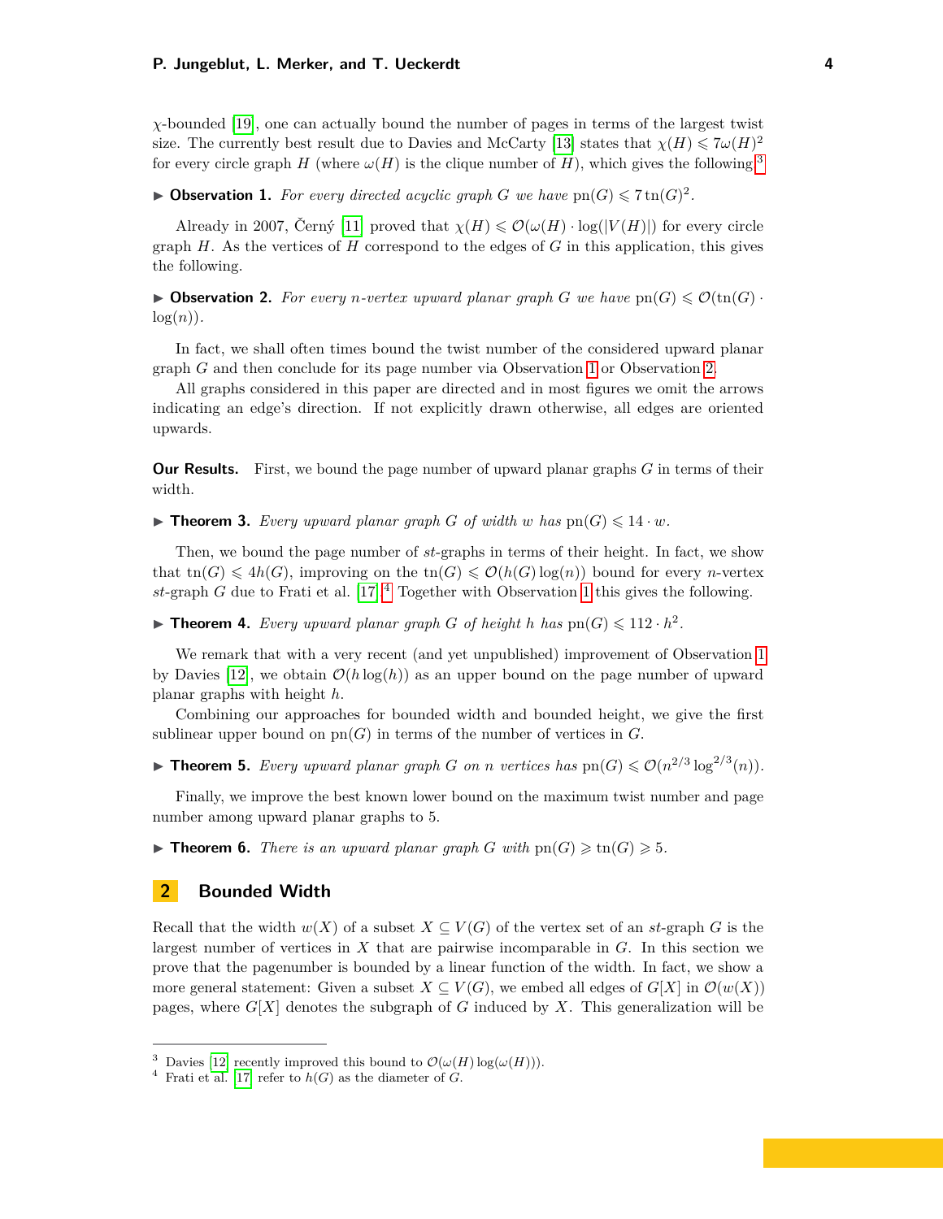$\chi$-bounded [19], one can actually bound the number of pages in terms of the largest twist size. The currently best result due to Davies and McCarty [13] states that $\chi(H) \leqslant 7\omega(H)^2$ for every circle graph $H$ (where $\omega(H)$ is the clique number of $H$), which gives the following.[3]

▶ **Observation 1.** *For every directed acyclic graph $G$ we have $\operatorname{pn}(G) \leqslant 7\operatorname{tn}(G)^2$.*

Already in 2007, Černý [11] proved that $\chi(H) \leqslant \mathcal{O}(\omega(H) \cdot \log(|V(H)|)$ for every circle graph $H$. As the vertices of $H$ correspond to the edges of $G$ in this application, this gives the following.

▶ **Observation 2.** *For every $n$-vertex upward planar graph $G$ we have $\operatorname{pn}(G) \leqslant \mathcal{O}(\operatorname{tn}(G) \cdot \log(n))$.*

In fact, we shall often times bound the twist number of the considered upward planar graph $G$ and then conclude for its page number via Observation 1 or Observation 2.

All graphs considered in this paper are directed and in most figures we omit the arrows indicating an edge's direction. If not explicitly drawn otherwise, all edges are oriented upwards.

**Our Results.** First, we bound the page number of upward planar graphs $G$ in terms of their width.

▶ **Theorem 3.** *Every upward planar graph $G$ of width $w$ has $\operatorname{pn}(G) \leqslant 14 \cdot w$.*

Then, we bound the page number of $st$-graphs in terms of their height. In fact, we show that $\operatorname{tn}(G) \leqslant 4h(G)$, improving on the $\operatorname{tn}(G) \leqslant \mathcal{O}(h(G)\log(n))$ bound for every $n$-vertex $st$-graph $G$ due to Frati et al. [17].[4] Together with Observation 1 this gives the following.

▶ **Theorem 4.** *Every upward planar graph $G$ of height $h$ has $\operatorname{pn}(G) \leqslant 112 \cdot h^2$.*

We remark that with a very recent (and yet unpublished) improvement of Observation 1 by Davies [12], we obtain $\mathcal{O}(h\log(h))$ as an upper bound on the page number of upward planar graphs with height $h$.

Combining our approaches for bounded width and bounded height, we give the first sublinear upper bound on $\operatorname{pn}(G)$ in terms of the number of vertices in $G$.

▶ **Theorem 5.** *Every upward planar graph $G$ on $n$ vertices has $\operatorname{pn}(G) \leqslant \mathcal{O}(n^{2/3}\log^{2/3}(n))$.*

Finally, we improve the best known lower bound on the maximum twist number and page number among upward planar graphs to 5.

▶ **Theorem 6.** *There is an upward planar graph $G$ with $\operatorname{pn}(G) \geqslant \operatorname{tn}(G) \geqslant 5$.*

## 2 Bounded Width

Recall that the width $w(X)$ of a subset $X \subseteq V(G)$ of the vertex set of an $st$-graph $G$ is the largest number of vertices in $X$ that are pairwise incomparable in $G$. In this section we prove that the pagenumber is bounded by a linear function of the width. In fact, we show a more general statement: Given a subset $X \subseteq V(G)$, we embed all edges of $G[X]$ in $\mathcal{O}(w(X))$ pages, where $G[X]$ denotes the subgraph of $G$ induced by $X$. This generalization will be

---

[3] Davies [12] recently improved this bound to $\mathcal{O}(\omega(H)\log(\omega(H)))$.

[4] Frati et al. [17] refer to $h(G)$ as the diameter of $G$.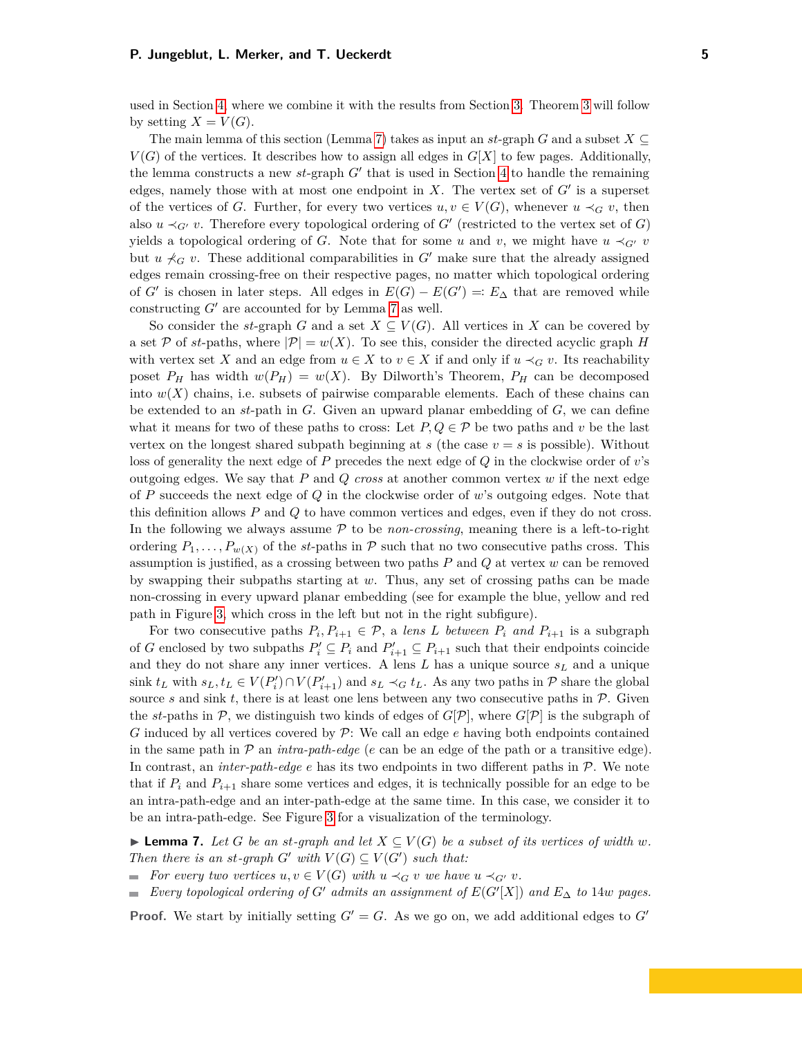used in Section 4, where we combine it with the results from Section 3. Theorem 3 will follow by setting $X = V(G)$.

The main lemma of this section (Lemma 7) takes as input an *st*-graph $G$ and a subset $X \subseteq V(G)$ of the vertices. It describes how to assign all edges in $G[X]$ to few pages. Additionally, the lemma constructs a new *st*-graph $G'$ that is used in Section 4 to handle the remaining edges, namely those with at most one endpoint in $X$. The vertex set of $G'$ is a superset of the vertices of $G$. Further, for every two vertices $u, v \in V(G)$, whenever $u \prec_G v$, then also $u \prec_{G'} v$. Therefore every topological ordering of $G'$ (restricted to the vertex set of $G$) yields a topological ordering of $G$. Note that for some $u$ and $v$, we might have $u \prec_{G'} v$ but $u \not\prec_G v$. These additional comparabilities in $G'$ make sure that the already assigned edges remain crossing-free on their respective pages, no matter which topological ordering of $G'$ is chosen in later steps. All edges in $E(G) - E(G') =: E_\Delta$ that are removed while constructing $G'$ are accounted for by Lemma 7 as well.

So consider the *st*-graph $G$ and a set $X \subseteq V(G)$. All vertices in $X$ can be covered by a set $\mathcal{P}$ of *st*-paths, where $|\mathcal{P}| = w(X)$. To see this, consider the directed acyclic graph $H$ with vertex set $X$ and an edge from $u \in X$ to $v \in X$ if and only if $u \prec_G v$. Its reachability poset $P_H$ has width $w(P_H) = w(X)$. By Dilworth's Theorem, $P_H$ can be decomposed into $w(X)$ chains, i.e. subsets of pairwise comparable elements. Each of these chains can be extended to an *st*-path in $G$. Given an upward planar embedding of $G$, we can define what it means for two of these paths to cross: Let $P, Q \in \mathcal{P}$ be two paths and $v$ be the last vertex on the longest shared subpath beginning at $s$ (the case $v = s$ is possible). Without loss of generality the next edge of $P$ precedes the next edge of $Q$ in the clockwise order of $v$'s outgoing edges. We say that $P$ and $Q$ *cross* at another common vertex $w$ if the next edge of $P$ succeeds the next edge of $Q$ in the clockwise order of $w$'s outgoing edges. Note that this definition allows $P$ and $Q$ to have common vertices and edges, even if they do not cross. In the following we always assume $\mathcal{P}$ to be *non-crossing*, meaning there is a left-to-right ordering $P_1, \ldots, P_{w(X)}$ of the *st*-paths in $\mathcal{P}$ such that no two consecutive paths cross. This assumption is justified, as a crossing between two paths $P$ and $Q$ at vertex $w$ can be removed by swapping their subpaths starting at $w$. Thus, any set of crossing paths can be made non-crossing in every upward planar embedding (see for example the blue, yellow and red path in Figure 3, which cross in the left but not in the right subfigure).

For two consecutive paths $P_i, P_{i+1} \in \mathcal{P}$, a *lens $L$ between $P_i$ and $P_{i+1}$* is a subgraph of $G$ enclosed by two subpaths $P'_i \subseteq P_i$ and $P'_{i+1} \subseteq P_{i+1}$ such that their endpoints coincide and they do not share any inner vertices. A lens $L$ has a unique source $s_L$ and a unique sink $t_L$ with $s_L, t_L \in V(P'_i) \cap V(P'_{i+1})$ and $s_L \prec_G t_L$. As any two paths in $\mathcal{P}$ share the global source $s$ and sink $t$, there is at least one lens between any two consecutive paths in $\mathcal{P}$. Given the *st*-paths in $\mathcal{P}$, we distinguish two kinds of edges of $G[\mathcal{P}]$, where $G[\mathcal{P}]$ is the subgraph of $G$ induced by all vertices covered by $\mathcal{P}$: We call an edge $e$ having both endpoints contained in the same path in $\mathcal{P}$ an *intra-path-edge* ($e$ can be an edge of the path or a transitive edge). In contrast, an *inter-path-edge* $e$ has its two endpoints in two different paths in $\mathcal{P}$. We note that if $P_i$ and $P_{i+1}$ share some vertices and edges, it is technically possible for an edge to be an intra-path-edge and an inter-path-edge at the same time. In this case, we consider it to be an intra-path-edge. See Figure 3 for a visualization of the terminology.

▶ **Lemma 7.** *Let $G$ be an st-graph and let $X \subseteq V(G)$ be a subset of its vertices of width $w$. Then there is an st-graph $G'$ with $V(G) \subseteq V(G')$ such that:*

- *For every two vertices $u, v \in V(G)$ with $u \prec_G v$ we have $u \prec_{G'} v$.*
- *Every topological ordering of $G'$ admits an assignment of $E(G'[X])$ and $E_\Delta$ to $14w$ pages.*

**Proof.** We start by initially setting $G' = G$. As we go on, we add additional edges to $G'$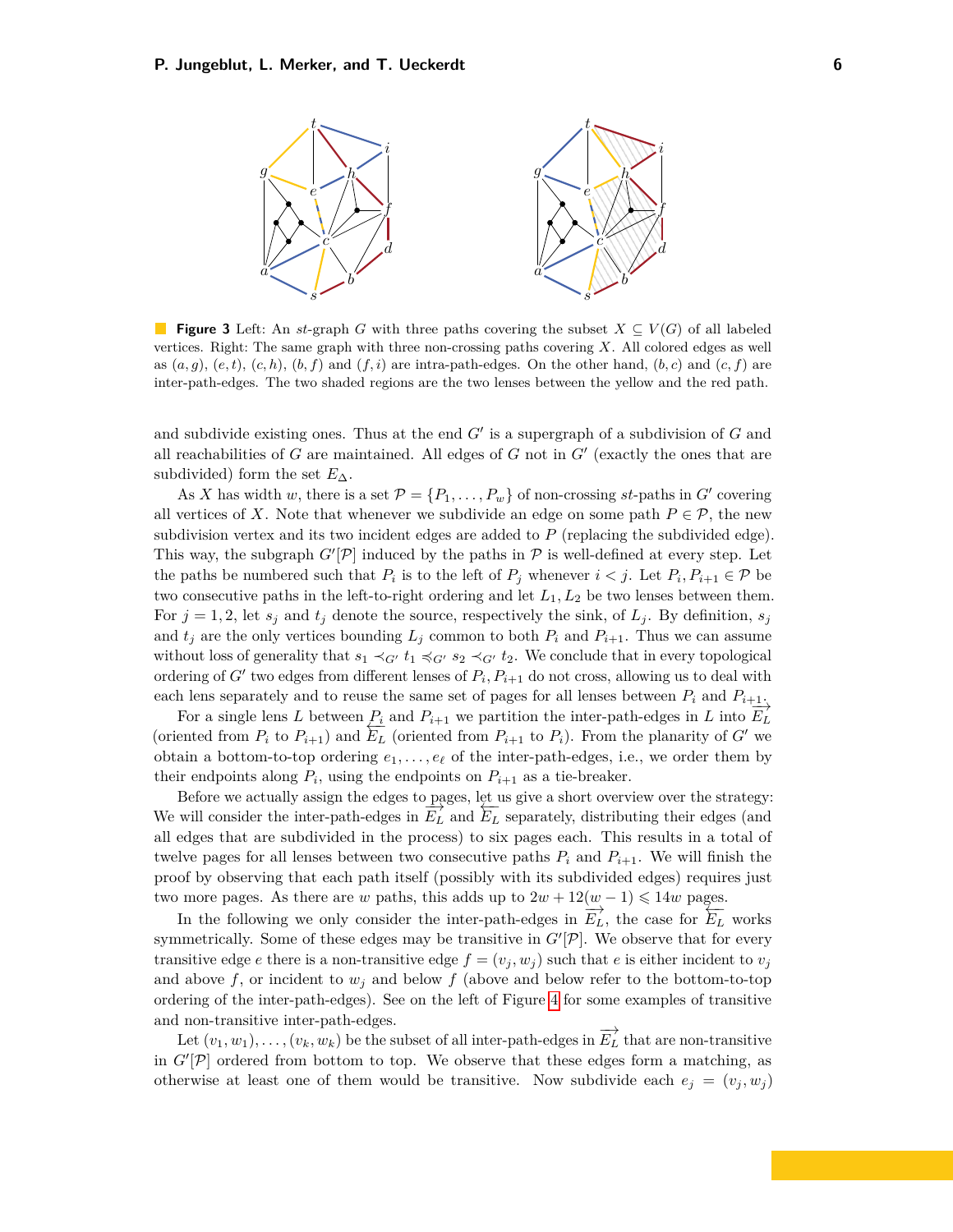**Figure 3** Left: An $st$-graph $G$ with three paths covering the subset $X \subseteq V(G)$ of all labeled vertices. Right: The same graph with three non-crossing paths covering $X$. All colored edges as well as $(a, g)$, $(e, t)$, $(c, h)$, $(b, f)$ and $(f, i)$ are intra-path-edges. On the other hand, $(b, c)$ and $(c, f)$ are inter-path-edges. The two shaded regions are the two lenses between the yellow and the red path.

and subdivide existing ones. Thus at the end $G'$ is a supergraph of a subdivision of $G$ and all reachabilities of $G$ are maintained. All edges of $G$ not in $G'$ (exactly the ones that are subdivided) form the set $E_\Delta$.

As $X$ has width $w$, there is a set $\mathcal{P} = \{P_1, \ldots, P_w\}$ of non-crossing $st$-paths in $G'$ covering all vertices of $X$. Note that whenever we subdivide an edge on some path $P \in \mathcal{P}$, the new subdivision vertex and its two incident edges are added to $P$ (replacing the subdivided edge). This way, the subgraph $G'[\mathcal{P}]$ induced by the paths in $\mathcal{P}$ is well-defined at every step. Let the paths be numbered such that $P_i$ is to the left of $P_j$ whenever $i < j$. Let $P_i, P_{i+1} \in \mathcal{P}$ be two consecutive paths in the left-to-right ordering and let $L_1, L_2$ be two lenses between them. For $j = 1, 2$, let $s_j$ and $t_j$ denote the source, respectively the sink, of $L_j$. By definition, $s_j$ and $t_j$ are the only vertices bounding $L_j$ common to both $P_i$ and $P_{i+1}$. Thus we can assume without loss of generality that $s_1 \prec_{G'} t_1 \preccurlyeq_{G'} s_2 \prec_{G'} t_2$. We conclude that in every topological ordering of $G'$ two edges from different lenses of $P_i, P_{i+1}$ do not cross, allowing us to deal with each lens separately and to reuse the same set of pages for all lenses between $P_i$ and $P_{i+1}$.

For a single lens $L$ between $P_i$ and $P_{i+1}$ we partition the inter-path-edges in $L$ into $\overrightarrow{E_L}$ (oriented from $P_i$ to $P_{i+1}$) and $\overleftarrow{E_L}$ (oriented from $P_{i+1}$ to $P_i$). From the planarity of $G'$ we obtain a bottom-to-top ordering $e_1, \ldots, e_\ell$ of the inter-path-edges, i.e., we order them by their endpoints along $P_i$, using the endpoints on $P_{i+1}$ as a tie-breaker.

Before we actually assign the edges to pages, let us give a short overview over the strategy: We will consider the inter-path-edges in $\overrightarrow{E_L}$ and $\overleftarrow{E_L}$ separately, distributing their edges (and all edges that are subdivided in the process) to six pages each. This results in a total of twelve pages for all lenses between two consecutive paths $P_i$ and $P_{i+1}$. We will finish the proof by observing that each path itself (possibly with its subdivided edges) requires just two more pages. As there are $w$ paths, this adds up to $2w + 12(w-1) \leqslant 14w$ pages.

In the following we only consider the inter-path-edges in $\overrightarrow{E_L}$, the case for $\overleftarrow{E_L}$ works symmetrically. Some of these edges may be transitive in $G'[\mathcal{P}]$. We observe that for every transitive edge $e$ there is a non-transitive edge $f = (v_j, w_j)$ such that $e$ is either incident to $v_j$ and above $f$, or incident to $w_j$ and below $f$ (above and below refer to the bottom-to-top ordering of the inter-path-edges). See on the left of Figure 4 for some examples of transitive and non-transitive inter-path-edges.

Let $(v_1, w_1), \ldots, (v_k, w_k)$ be the subset of all inter-path-edges in $\overrightarrow{E_L}$ that are non-transitive in $G'[\mathcal{P}]$ ordered from bottom to top. We observe that these edges form a matching, as otherwise at least one of them would be transitive. Now subdivide each $e_j = (v_j, w_j)$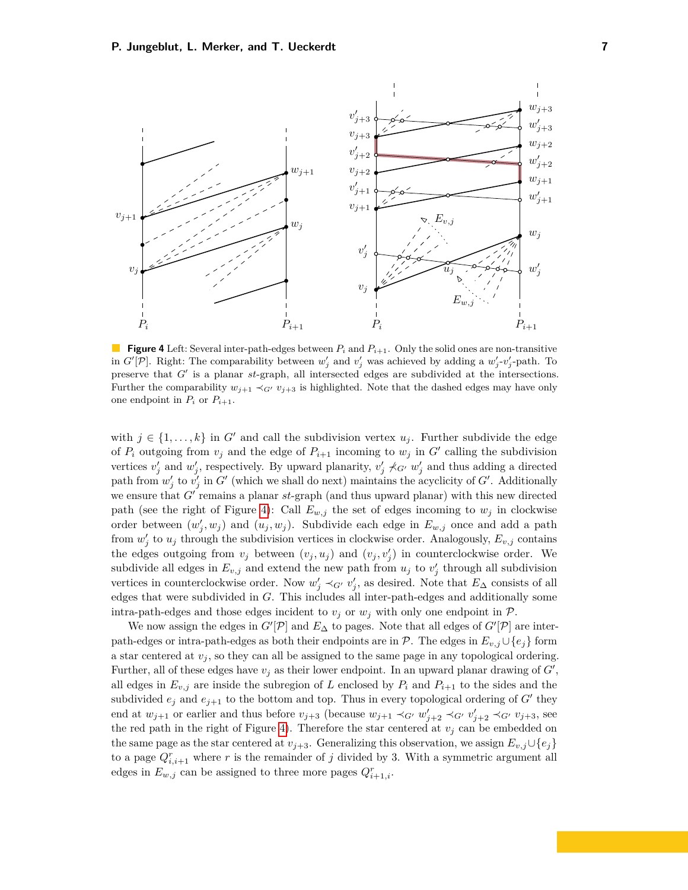**Figure 4** Left: Several inter-path-edges between $P_i$ and $P_{i+1}$. Only the solid ones are non-transitive in $G'[\mathcal{P}]$. Right: The comparability between $w'_j$ and $v'_j$ was achieved by adding a $w'_j$-$v'_j$-path. To preserve that $G'$ is a planar $st$-graph, all intersected edges are subdivided at the intersections. Further the comparability $w_{j+1} \prec_{G'} v_{j+3}$ is highlighted. Note that the dashed edges may have only one endpoint in $P_i$ or $P_{i+1}$.

with $j \in \{1, \ldots, k\}$ in $G'$ and call the subdivision vertex $u_j$. Further subdivide the edge of $P_i$ outgoing from $v_j$ and the edge of $P_{i+1}$ incoming to $w_j$ in $G'$ calling the subdivision vertices $v'_j$ and $w'_j$, respectively. By upward planarity, $v'_j \not\prec_{G'} w'_j$ and thus adding a directed path from $w'_j$ to $v'_j$ in $G'$ (which we shall do next) maintains the acyclicity of $G'$. Additionally we ensure that $G'$ remains a planar $st$-graph (and thus upward planar) with this new directed path (see the right of Figure 4): Call $E_{w,j}$ the set of edges incoming to $w_j$ in clockwise order between $(w'_j, w_j)$ and $(u_j, w_j)$. Subdivide each edge in $E_{w,j}$ once and add a path from $w'_j$ to $u_j$ through the subdivision vertices in clockwise order. Analogously, $E_{v,j}$ contains the edges outgoing from $v_j$ between $(v_j, u_j)$ and $(v_j, v'_j)$ in counterclockwise order. We subdivide all edges in $E_{v,j}$ and extend the new path from $u_j$ to $v'_j$ through all subdivision vertices in counterclockwise order. Now $w'_j \prec_{G'} v'_j$, as desired. Note that $E_\Delta$ consists of all edges that were subdivided in $G$. This includes all inter-path-edges and additionally some intra-path-edges and those edges incident to $v_j$ or $w_j$ with only one endpoint in $\mathcal{P}$.

We now assign the edges in $G'[\mathcal{P}]$ and $E_\Delta$ to pages. Note that all edges of $G'[\mathcal{P}]$ are inter-path-edges or intra-path-edges as both their endpoints are in $\mathcal{P}$. The edges in $E_{v,j} \cup \{e_j\}$ form a star centered at $v_j$, so they can all be assigned to the same page in any topological ordering. Further, all of these edges have $v_j$ as their lower endpoint. In an upward planar drawing of $G'$, all edges in $E_{v,j}$ are inside the subregion of $L$ enclosed by $P_i$ and $P_{i+1}$ to the sides and the subdivided $e_j$ and $e_{j+1}$ to the bottom and top. Thus in every topological ordering of $G'$ they end at $w_{j+1}$ or earlier and thus before $v_{j+3}$ (because $w_{j+1} \prec_{G'} w'_{j+2} \prec_{G'} v'_{j+2} \prec_{G'} v_{j+3}$, see the red path in the right of Figure 4). Therefore the star centered at $v_j$ can be embedded on the same page as the star centered at $v_{j+3}$. Generalizing this observation, we assign $E_{v,j} \cup \{e_j\}$ to a page $Q^r_{i,i+1}$ where $r$ is the remainder of $j$ divided by 3. With a symmetric argument all edges in $E_{w,j}$ can be assigned to three more pages $Q^r_{i+1,i}$.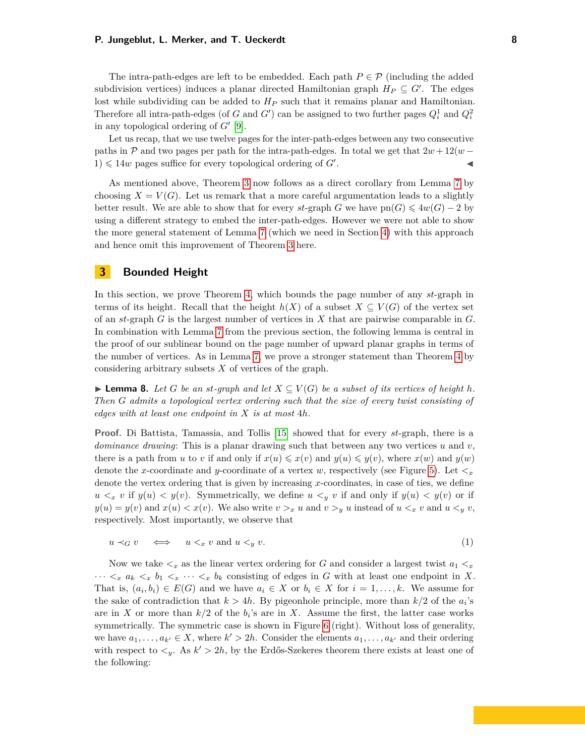The intra-path-edges are left to be embedded. Each path $P \in \mathcal{P}$ (including the added subdivision vertices) induces a planar directed Hamiltonian graph $H_P \subseteq G'$. The edges lost while subdividing can be added to $H_P$ such that it remains planar and Hamiltonian. Therefore all intra-path-edges (of $G$ and $G'$) can be assigned to two further pages $Q_i^1$ and $Q_i^2$ in any topological ordering of $G'$ [9].

Let us recap, that we use twelve pages for the inter-path-edges between any two consecutive paths in $\mathcal{P}$ and two pages per path for the intra-path-edges. In total we get that $2w + 12(w-1) \leqslant 14w$ pages suffice for every topological ordering of $G'$. ◀

As mentioned above, Theorem 3 now follows as a direct corollary from Lemma 7 by choosing $X = V(G)$. Let us remark that a more careful argumentation leads to a slightly better result. We are able to show that for every *st*-graph $G$ we have $\mathrm{pn}(G) \leqslant 4w(G) - 2$ by using a different strategy to embed the inter-path-edges. However we were not able to show the more general statement of Lemma 7 (which we need in Section 4) with this approach and hence omit this improvement of Theorem 3 here.

## 3 Bounded Height

In this section, we prove Theorem 4, which bounds the page number of any *st*-graph in terms of its height. Recall that the height $h(X)$ of a subset $X \subseteq V(G)$ of the vertex set of an *st*-graph $G$ is the largest number of vertices in $X$ that are pairwise comparable in $G$. In combination with Lemma 7 from the previous section, the following lemma is central in the proof of our sublinear bound on the page number of upward planar graphs in terms of the number of vertices. As in Lemma 7, we prove a stronger statement than Theorem 4 by considering arbitrary subsets $X$ of vertices of the graph.

▶ **Lemma 8.** *Let $G$ be an st-graph and let $X \subseteq V(G)$ be a subset of its vertices of height $h$. Then $G$ admits a topological vertex ordering such that the size of every twist consisting of edges with at least one endpoint in $X$ is at most $4h$.*

**Proof.** Di Battista, Tamassia, and Tollis [15] showed that for every *st*-graph, there is a *dominance drawing*: This is a planar drawing such that between any two vertices $u$ and $v$, there is a path from $u$ to $v$ if and only if $x(u) \leqslant x(v)$ and $y(u) \leqslant y(v)$, where $x(w)$ and $y(w)$ denote the $x$-coordinate and $y$-coordinate of a vertex $w$, respectively (see Figure 5). Let $<_x$ denote the vertex ordering that is given by increasing $x$-coordinates, in case of ties, we define $u <_x v$ if $y(u) < y(v)$. Symmetrically, we define $u <_y v$ if and only if $y(u) < y(v)$ or if $y(u) = y(v)$ and $x(u) < x(v)$. We also write $v >_x u$ and $v >_y u$ instead of $u <_x v$ and $u <_y v$, respectively. Most importantly, we observe that

$$u \prec_G v \quad \iff \quad u <_x v \text{ and } u <_y v. \tag{1}$$

Now we take $<_x$ as the linear vertex ordering for $G$ and consider a largest twist $a_1 <_x \cdots <_x a_k <_x b_1 <_x \cdots <_x b_k$ consisting of edges in $G$ with at least one endpoint in $X$. That is, $(a_i, b_i) \in E(G)$ and we have $a_i \in X$ or $b_i \in X$ for $i = 1, \ldots, k$. We assume for the sake of contradiction that $k > 4h$. By pigeonhole principle, more than $k/2$ of the $a_i$'s are in $X$ or more than $k/2$ of the $b_i$'s are in $X$. Assume the first, the latter case works symmetrically. The symmetric case is shown in Figure 6 (right). Without loss of generality, we have $a_1, \ldots, a_{k'} \in X$, where $k' > 2h$. Consider the elements $a_1, \ldots, a_{k'}$ and their ordering with respect to $<_y$. As $k' > 2h$, by the Erdős-Szekeres theorem there exists at least one of the following: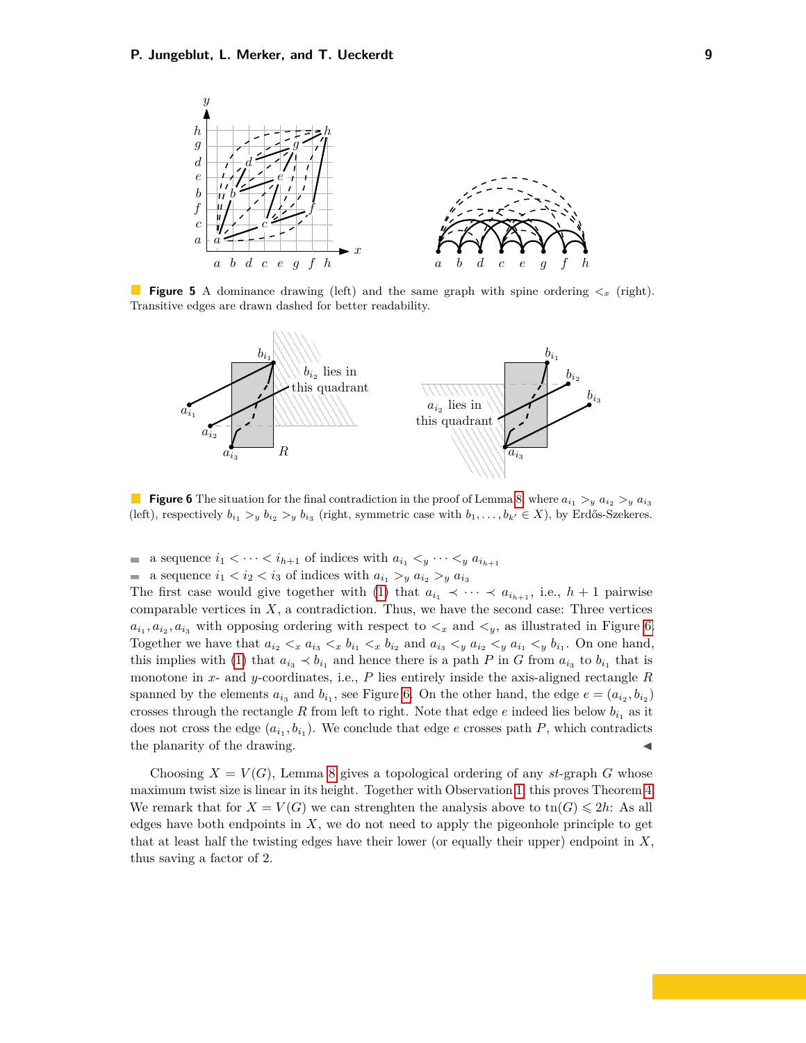**Figure 5** A dominance drawing (left) and the same graph with spine ordering $<_x$ (right). Transitive edges are drawn dashed for better readability.

**Figure 6** The situation for the final contradiction in the proof of Lemma 8, where $a_{i_1} >_y a_{i_2} >_y a_{i_3}$ (left), respectively $b_{i_1} >_y b_{i_2} >_y b_{i_3}$ (right, symmetric case with $b_1, \ldots, b_{k'} \in X$), by Erdős-Szekeres.

- a sequence $i_1 < \cdots < i_{h+1}$ of indices with $a_{i_1} <_y \cdots <_y a_{i_{h+1}}$
- a sequence $i_1 < i_2 < i_3$ of indices with $a_{i_1} >_y a_{i_2} >_y a_{i_3}$

The first case would give together with (1) that $a_{i_1} \prec \cdots \prec a_{i_{h+1}}$, i.e., $h+1$ pairwise comparable vertices in $X$, a contradiction. Thus, we have the second case: Three vertices $a_{i_1}, a_{i_2}, a_{i_3}$ with opposing ordering with respect to $<_x$ and $<_y$, as illustrated in Figure 6. Together we have that $a_{i_2} <_x a_{i_3} <_x b_{i_1} <_x b_{i_2}$ and $a_{i_3} <_y a_{i_2} <_y a_{i_1} <_y b_{i_1}$. On one hand, this implies with (1) that $a_{i_3} \prec b_{i_1}$ and hence there is a path $P$ in $G$ from $a_{i_3}$ to $b_{i_1}$ that is monotone in $x$- and $y$-coordinates, i.e., $P$ lies entirely inside the axis-aligned rectangle $R$ spanned by the elements $a_{i_3}$ and $b_{i_1}$, see Figure 6. On the other hand, the edge $e = (a_{i_2}, b_{i_2})$ crosses through the rectangle $R$ from left to right. Note that edge $e$ indeed lies below $b_{i_1}$ as it does not cross the edge $(a_{i_1}, b_{i_1})$. We conclude that edge $e$ crosses path $P$, which contradicts the planarity of the drawing. ◀

Choosing $X = V(G)$, Lemma 8 gives a topological ordering of any $st$-graph $G$ whose maximum twist size is linear in its height. Together with Observation 1, this proves Theorem 4. We remark that for $X = V(G)$ we can strenghten the analysis above to $\operatorname{tn}(G) \leqslant 2h$: As all edges have both endpoints in $X$, we do not need to apply the pigeonhole principle to get that at least half the twisting edges have their lower (or equally their upper) endpoint in $X$, thus saving a factor of 2.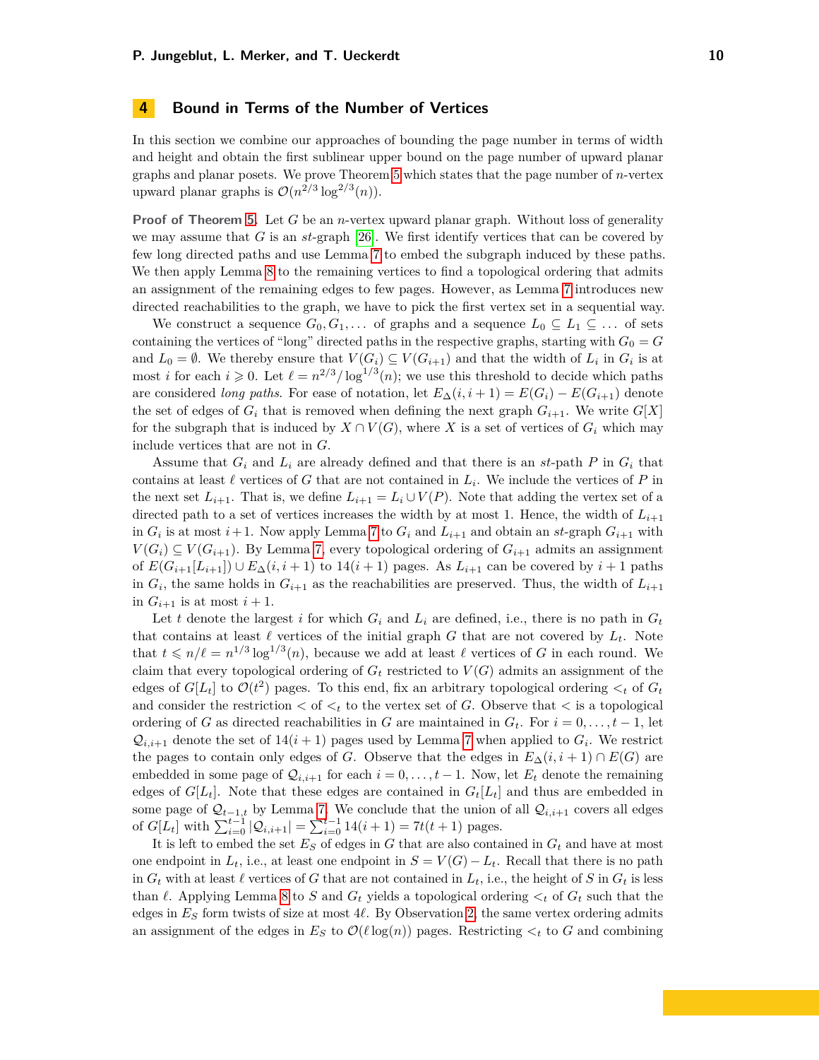## 4 Bound in Terms of the Number of Vertices

In this section we combine our approaches of bounding the page number in terms of width and height and obtain the first sublinear upper bound on the page number of upward planar graphs and planar posets. We prove Theorem 5 which states that the page number of $n$-vertex upward planar graphs is $\mathcal{O}(n^{2/3} \log^{2/3}(n))$.

**Proof of Theorem 5.** Let $G$ be an $n$-vertex upward planar graph. Without loss of generality we may assume that $G$ is an $st$-graph [26]. We first identify vertices that can be covered by few long directed paths and use Lemma 7 to embed the subgraph induced by these paths. We then apply Lemma 8 to the remaining vertices to find a topological ordering that admits an assignment of the remaining edges to few pages. However, as Lemma 7 introduces new directed reachabilities to the graph, we have to pick the first vertex set in a sequential way.

We construct a sequence $G_0, G_1, \ldots$ of graphs and a sequence $L_0 \subseteq L_1 \subseteq \ldots$ of sets containing the vertices of "long" directed paths in the respective graphs, starting with $G_0 = G$ and $L_0 = \emptyset$. We thereby ensure that $V(G_i) \subseteq V(G_{i+1})$ and that the width of $L_i$ in $G_i$ is at most $i$ for each $i \geqslant 0$. Let $\ell = n^{2/3}/\log^{1/3}(n)$; we use this threshold to decide which paths are considered *long paths*. For ease of notation, let $E_\Delta(i, i+1) = E(G_i) - E(G_{i+1})$ denote the set of edges of $G_i$ that is removed when defining the next graph $G_{i+1}$. We write $G[X]$ for the subgraph that is induced by $X \cap V(G)$, where $X$ is a set of vertices of $G_i$ which may include vertices that are not in $G$.

Assume that $G_i$ and $L_i$ are already defined and that there is an $st$-path $P$ in $G_i$ that contains at least $\ell$ vertices of $G$ that are not contained in $L_i$. We include the vertices of $P$ in the next set $L_{i+1}$. That is, we define $L_{i+1} = L_i \cup V(P)$. Note that adding the vertex set of a directed path to a set of vertices increases the width by at most 1. Hence, the width of $L_{i+1}$ in $G_i$ is at most $i+1$. Now apply Lemma 7 to $G_i$ and $L_{i+1}$ and obtain an $st$-graph $G_{i+1}$ with $V(G_i) \subseteq V(G_{i+1})$. By Lemma 7, every topological ordering of $G_{i+1}$ admits an assignment of $E(G_{i+1}[L_{i+1}]) \cup E_\Delta(i, i+1)$ to $14(i+1)$ pages. As $L_{i+1}$ can be covered by $i+1$ paths in $G_i$, the same holds in $G_{i+1}$ as the reachabilities are preserved. Thus, the width of $L_{i+1}$ in $G_{i+1}$ is at most $i+1$.

Let $t$ denote the largest $i$ for which $G_i$ and $L_i$ are defined, i.e., there is no path in $G_t$ that contains at least $\ell$ vertices of the initial graph $G$ that are not covered by $L_t$. Note that $t \leqslant n/\ell = n^{1/3} \log^{1/3}(n)$, because we add at least $\ell$ vertices of $G$ in each round. We claim that every topological ordering of $G_t$ restricted to $V(G)$ admits an assignment of the edges of $G[L_t]$ to $\mathcal{O}(t^2)$ pages. To this end, fix an arbitrary topological ordering $<_t$ of $G_t$ and consider the restriction $<$ of $<_t$ to the vertex set of $G$. Observe that $<$ is a topological ordering of $G$ as directed reachabilities in $G$ are maintained in $G_t$. For $i = 0, \ldots, t-1$, let $\mathcal{Q}_{i,i+1}$ denote the set of $14(i+1)$ pages used by Lemma 7 when applied to $G_i$. We restrict the pages to contain only edges of $G$. Observe that the edges in $E_\Delta(i, i+1) \cap E(G)$ are embedded in some page of $\mathcal{Q}_{i,i+1}$ for each $i = 0, \ldots, t-1$. Now, let $E_t$ denote the remaining edges of $G[L_t]$. Note that these edges are contained in $G_t[L_t]$ and thus are embedded in some page of $\mathcal{Q}_{t-1,t}$ by Lemma 7. We conclude that the union of all $\mathcal{Q}_{i,i+1}$ covers all edges of $G[L_t]$ with $\sum_{i=0}^{t-1} |\mathcal{Q}_{i,i+1}| = \sum_{i=0}^{t-1} 14(i+1) = 7t(t+1)$ pages.

It is left to embed the set $E_S$ of edges in $G$ that are also contained in $G_t$ and have at most one endpoint in $L_t$, i.e., at least one endpoint in $S = V(G) - L_t$. Recall that there is no path in $G_t$ with at least $\ell$ vertices of $G$ that are not contained in $L_t$, i.e., the height of $S$ in $G_t$ is less than $\ell$. Applying Lemma 8 to $S$ and $G_t$ yields a topological ordering $<_t$ of $G_t$ such that the edges in $E_S$ form twists of size at most $4\ell$. By Observation 2, the same vertex ordering admits an assignment of the edges in $E_S$ to $\mathcal{O}(\ell \log(n))$ pages. Restricting $<_t$ to $G$ and combining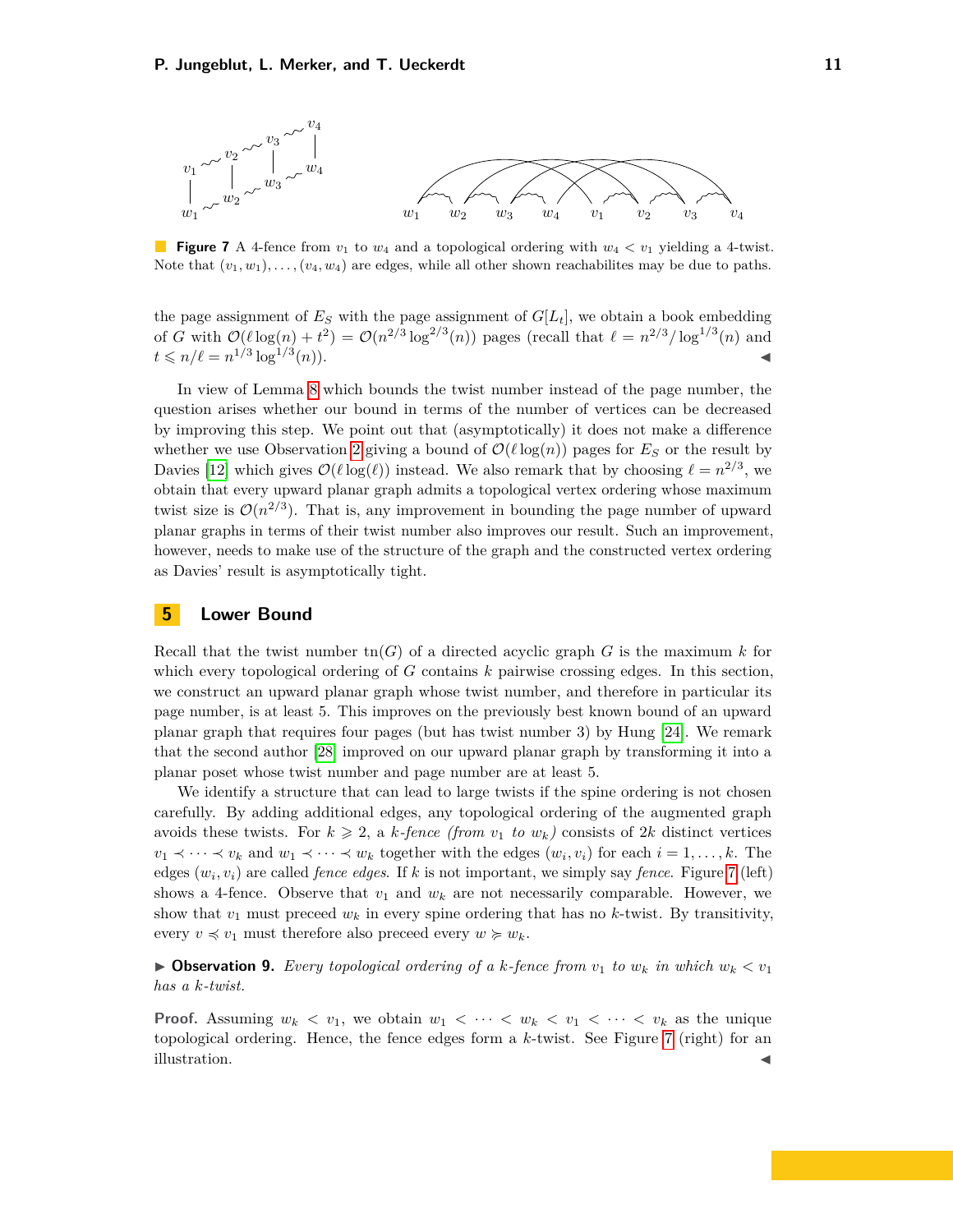**Figure 7** A 4-fence from $v_1$ to $w_4$ and a topological ordering with $w_4 < v_1$ yielding a 4-twist. Note that $(v_1, w_1), \ldots, (v_4, w_4)$ are edges, while all other shown reachabilites may be due to paths.

the page assignment of $E_S$ with the page assignment of $G[L_t]$, we obtain a book embedding of $G$ with $\mathcal{O}(\ell \log(n) + t^2) = \mathcal{O}(n^{2/3} \log^{2/3}(n))$ pages (recall that $\ell = n^{2/3}/\log^{1/3}(n)$ and $t \leqslant n/\ell = n^{1/3} \log^{1/3}(n)$). ◀

In view of Lemma 8 which bounds the twist number instead of the page number, the question arises whether our bound in terms of the number of vertices can be decreased by improving this step. We point out that (asymptotically) it does not make a difference whether we use Observation 2 giving a bound of $\mathcal{O}(\ell \log(n))$ pages for $E_S$ or the result by Davies [12] which gives $\mathcal{O}(\ell \log(\ell))$ instead. We also remark that by choosing $\ell = n^{2/3}$, we obtain that every upward planar graph admits a topological vertex ordering whose maximum twist size is $\mathcal{O}(n^{2/3})$. That is, any improvement in bounding the page number of upward planar graphs in terms of their twist number also improves our result. Such an improvement, however, needs to make use of the structure of the graph and the constructed vertex ordering as Davies' result is asymptotically tight.

## 5 Lower Bound

Recall that the twist number $\operatorname{tn}(G)$ of a directed acyclic graph $G$ is the maximum $k$ for which every topological ordering of $G$ contains $k$ pairwise crossing edges. In this section, we construct an upward planar graph whose twist number, and therefore in particular its page number, is at least 5. This improves on the previously best known bound of an upward planar graph that requires four pages (but has twist number 3) by Hung [24]. We remark that the second author [28] improved on our upward planar graph by transforming it into a planar poset whose twist number and page number are at least 5.

We identify a structure that can lead to large twists if the spine ordering is not chosen carefully. By adding additional edges, any topological ordering of the augmented graph avoids these twists. For $k \geqslant 2$, a *$k$-fence (from $v_1$ to $w_k$)* consists of $2k$ distinct vertices $v_1 \prec \cdots \prec v_k$ and $w_1 \prec \cdots \prec w_k$ together with the edges $(w_i, v_i)$ for each $i = 1, \ldots, k$. The edges $(w_i, v_i)$ are called *fence edges*. If $k$ is not important, we simply say *fence*. Figure 7 (left) shows a 4-fence. Observe that $v_1$ and $w_k$ are not necessarily comparable. However, we show that $v_1$ must preceed $w_k$ in every spine ordering that has no $k$-twist. By transitivity, every $v \preccurlyeq v_1$ must therefore also preceed every $w \succcurlyeq w_k$.

▶ **Observation 9.** *Every topological ordering of a $k$-fence from $v_1$ to $w_k$ in which $w_k < v_1$ has a $k$-twist.*

**Proof.** Assuming $w_k < v_1$, we obtain $w_1 < \cdots < w_k < v_1 < \cdots < v_k$ as the unique topological ordering. Hence, the fence edges form a $k$-twist. See Figure 7 (right) for an illustration. ◀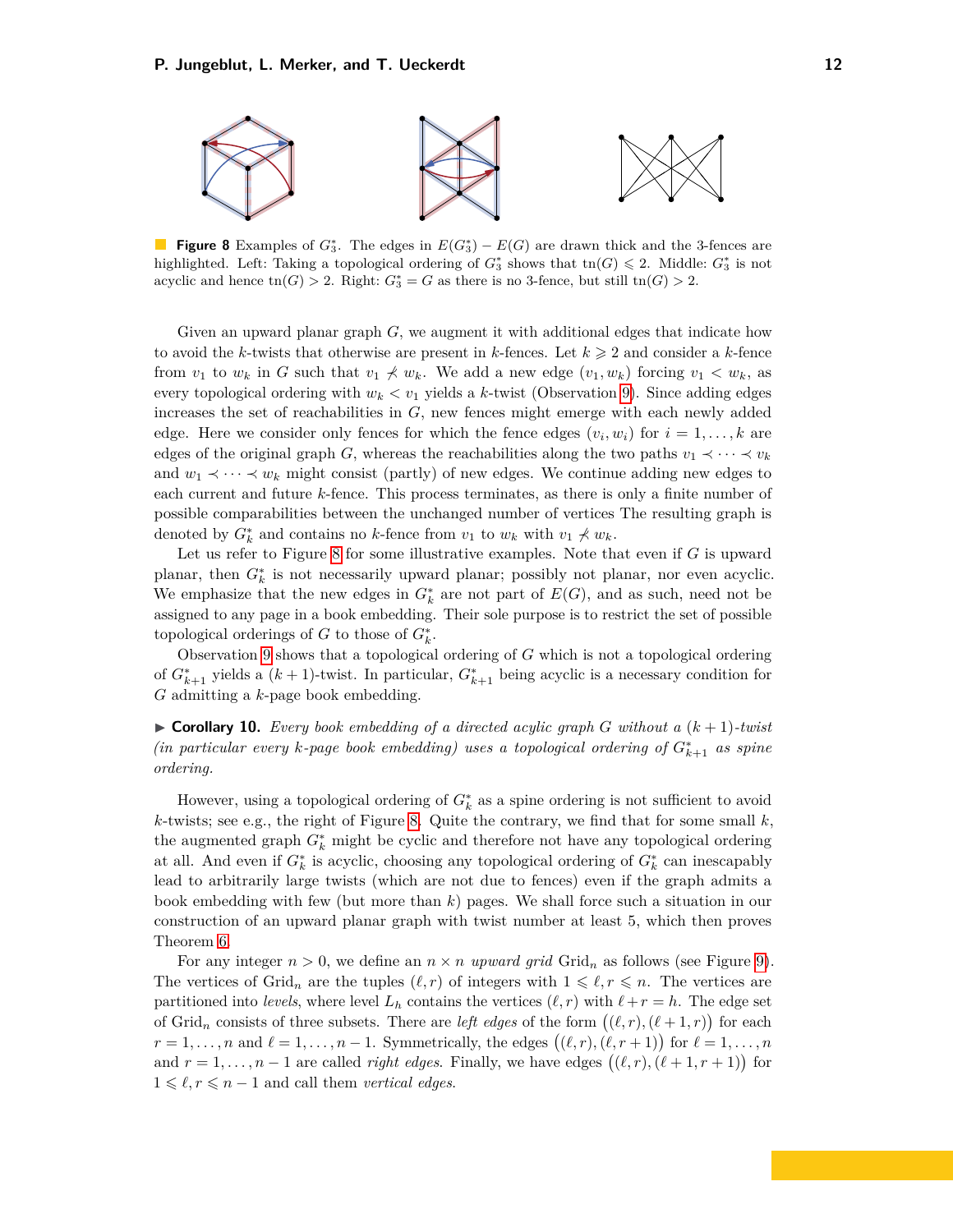**Figure 8** Examples of $G_3^*$. The edges in $E(G_3^*) - E(G)$ are drawn thick and the 3-fences are highlighted. Left: Taking a topological ordering of $G_3^*$ shows that $\text{tn}(G) \leqslant 2$. Middle: $G_3^*$ is not acyclic and hence $\text{tn}(G) > 2$. Right: $G_3^* = G$ as there is no 3-fence, but still $\text{tn}(G) > 2$.

Given an upward planar graph $G$, we augment it with additional edges that indicate how to avoid the $k$-twists that otherwise are present in $k$-fences. Let $k \geqslant 2$ and consider a $k$-fence from $v_1$ to $w_k$ in $G$ such that $v_1 \not\prec w_k$. We add a new edge $(v_1, w_k)$ forcing $v_1 < w_k$, as every topological ordering with $w_k < v_1$ yields a $k$-twist (Observation 9). Since adding edges increases the set of reachabilities in $G$, new fences might emerge with each newly added edge. Here we consider only fences for which the fence edges $(v_i, w_i)$ for $i = 1, \ldots, k$ are edges of the original graph $G$, whereas the reachabilities along the two paths $v_1 \prec \cdots \prec v_k$ and $w_1 \prec \cdots \prec w_k$ might consist (partly) of new edges. We continue adding new edges to each current and future $k$-fence. This process terminates, as there is only a finite number of possible comparabilities between the unchanged number of vertices The resulting graph is denoted by $G_k^*$ and contains no $k$-fence from $v_1$ to $w_k$ with $v_1 \not\prec w_k$.

Let us refer to Figure 8 for some illustrative examples. Note that even if $G$ is upward planar, then $G_k^*$ is not necessarily upward planar; possibly not planar, nor even acyclic. We emphasize that the new edges in $G_k^*$ are not part of $E(G)$, and as such, need not be assigned to any page in a book embedding. Their sole purpose is to restrict the set of possible topological orderings of $G$ to those of $G_k^*$.

Observation 9 shows that a topological ordering of $G$ which is not a topological ordering of $G_{k+1}^*$ yields a $(k+1)$-twist. In particular, $G_{k+1}^*$ being acyclic is a necessary condition for $G$ admitting a $k$-page book embedding.

▶ **Corollary 10.** *Every book embedding of a directed acylic graph $G$ without a $(k+1)$-twist (in particular every $k$-page book embedding) uses a topological ordering of $G_{k+1}^*$ as spine ordering.*

However, using a topological ordering of $G_k^*$ as a spine ordering is not sufficient to avoid $k$-twists; see e.g., the right of Figure 8. Quite the contrary, we find that for some small $k$, the augmented graph $G_k^*$ might be cyclic and therefore not have any topological ordering at all. And even if $G_k^*$ is acyclic, choosing any topological ordering of $G_k^*$ can inescapably lead to arbitrarily large twists (which are not due to fences) even if the graph admits a book embedding with few (but more than $k$) pages. We shall force such a situation in our construction of an upward planar graph with twist number at least 5, which then proves Theorem 6.

For any integer $n > 0$, we define an $n \times n$ *upward grid* $\text{Grid}_n$ as follows (see Figure 9). The vertices of $\text{Grid}_n$ are the tuples $(\ell, r)$ of integers with $1 \leqslant \ell, r \leqslant n$. The vertices are partitioned into *levels*, where level $L_h$ contains the vertices $(\ell, r)$ with $\ell + r = h$. The edge set of $\text{Grid}_n$ consists of three subsets. There are *left edges* of the form $\big((\ell, r), (\ell + 1, r)\big)$ for each $r = 1, \ldots, n$ and $\ell = 1, \ldots, n-1$. Symmetrically, the edges $\big((\ell, r), (\ell, r+1)\big)$ for $\ell = 1, \ldots, n$ and $r = 1, \ldots, n-1$ are called *right edges*. Finally, we have edges $\big((\ell, r), (\ell + 1, r + 1)\big)$ for $1 \leqslant \ell, r \leqslant n-1$ and call them *vertical edges*.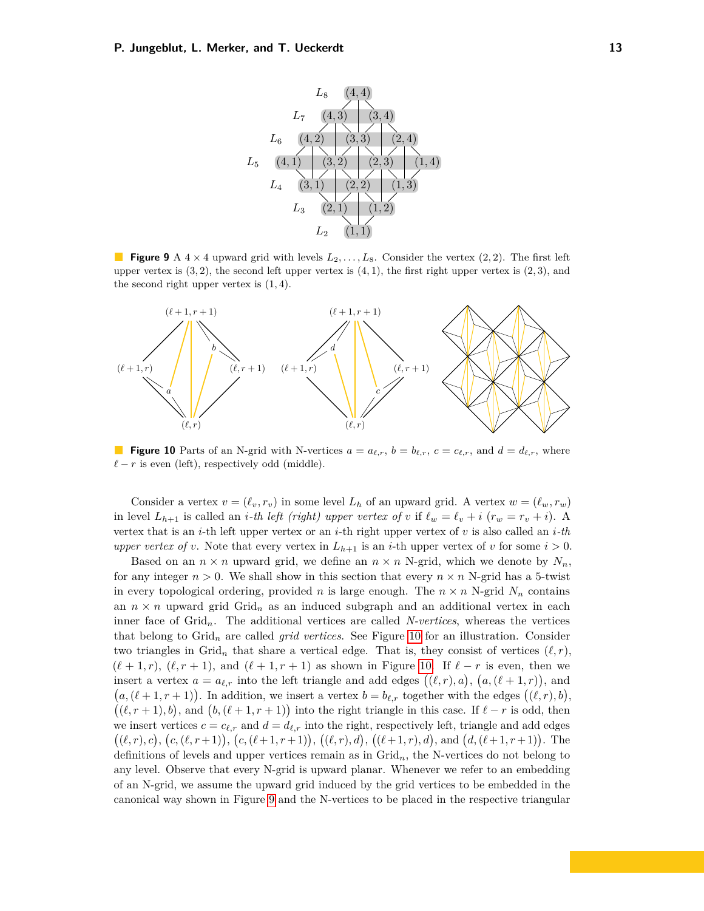**Figure 9** A $4 \times 4$ upward grid with levels $L_2, \ldots, L_8$. Consider the vertex $(2,2)$. The first left upper vertex is $(3,2)$, the second left upper vertex is $(4,1)$, the first right upper vertex is $(2,3)$, and the second right upper vertex is $(1,4)$.

**Figure 10** Parts of an N-grid with N-vertices $a = a_{\ell,r}$, $b = b_{\ell,r}$, $c = c_{\ell,r}$, and $d = d_{\ell,r}$, where $\ell - r$ is even (left), respectively odd (middle).

Consider a vertex $v = (\ell_v, r_v)$ in some level $L_h$ of an upward grid. A vertex $w = (\ell_w, r_w)$ in level $L_{h+1}$ is called an *i-th left (right) upper vertex of* $v$ if $\ell_w = \ell_v + i$ ($r_w = r_v + i$). A vertex that is an $i$-th left upper vertex or an $i$-th right upper vertex of $v$ is also called an *i-th upper vertex of* $v$. Note that every vertex in $L_{h+1}$ is an $i$-th upper vertex of $v$ for some $i > 0$.

Based on an $n \times n$ upward grid, we define an $n \times n$ N-grid, which we denote by $N_n$, for any integer $n > 0$. We shall show in this section that every $n \times n$ N-grid has a 5-twist in every topological ordering, provided $n$ is large enough. The $n \times n$ N-grid $N_n$ contains an $n \times n$ upward grid $\mathrm{Grid}_n$ as an induced subgraph and an additional vertex in each inner face of $\mathrm{Grid}_n$. The additional vertices are called *N-vertices*, whereas the vertices that belong to $\mathrm{Grid}_n$ are called *grid vertices*. See Figure 10 for an illustration. Consider two triangles in $\mathrm{Grid}_n$ that share a vertical edge. That is, they consist of vertices $(\ell, r)$, $(\ell + 1, r)$, $(\ell, r + 1)$, and $(\ell + 1, r + 1)$ as shown in Figure 10. If $\ell - r$ is even, then we insert a vertex $a = a_{\ell,r}$ into the left triangle and add edges $\big((\ell, r), a\big)$, $\big(a, (\ell + 1, r)\big)$, and $\big(a, (\ell + 1, r + 1)\big)$. In addition, we insert a vertex $b = b_{\ell,r}$ together with the edges $\big((\ell, r), b\big)$, $\big((\ell, r + 1), b\big)$, and $\big(b, (\ell + 1, r + 1)\big)$ into the right triangle in this case. If $\ell - r$ is odd, then we insert vertices $c = c_{\ell,r}$ and $d = d_{\ell,r}$ into the right, respectively left, triangle and add edges $\big((\ell, r), c\big)$, $\big(c, (\ell, r + 1)\big)$, $\big(c, (\ell + 1, r + 1)\big)$, $\big((\ell, r), d\big)$, $\big((\ell + 1, r), d\big)$, and $\big(d, (\ell + 1, r + 1)\big)$. The definitions of levels and upper vertices remain as in $\mathrm{Grid}_n$, the N-vertices do not belong to any level. Observe that every N-grid is upward planar. Whenever we refer to an embedding of an N-grid, we assume the upward grid induced by the grid vertices to be embedded in the canonical way shown in Figure 9 and the N-vertices to be placed in the respective triangular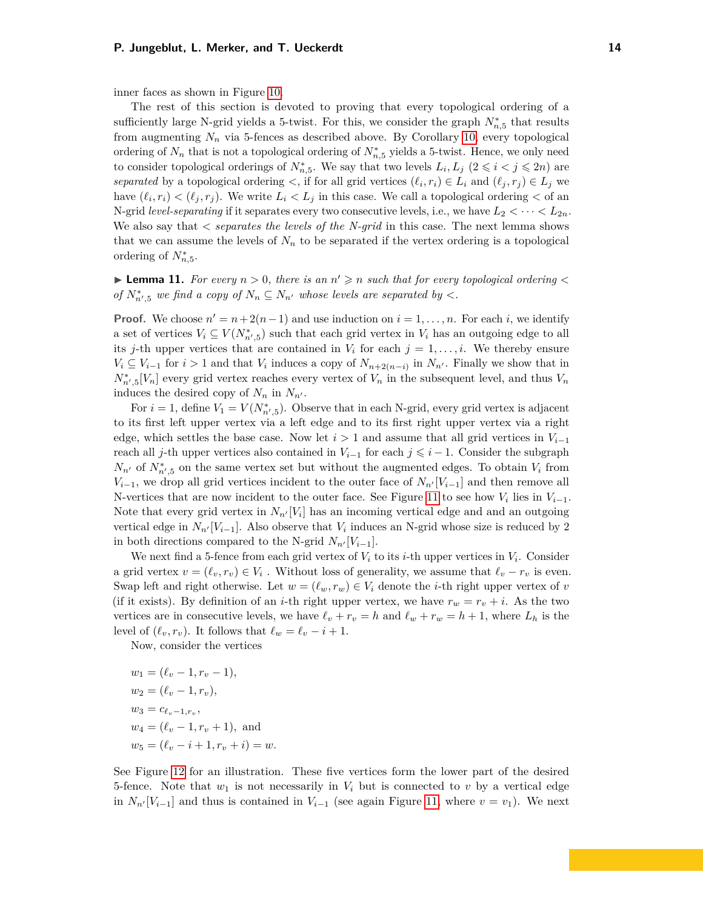inner faces as shown in Figure 10.

The rest of this section is devoted to proving that every topological ordering of a sufficiently large N-grid yields a 5-twist. For this, we consider the graph $N^*_{n,5}$ that results from augmenting $N_n$ via 5-fences as described above. By Corollary 10, every topological ordering of $N_n$ that is not a topological ordering of $N^*_{n,5}$ yields a 5-twist. Hence, we only need to consider topological orderings of $N^*_{n,5}$. We say that two levels $L_i, L_j$ ($2 \leqslant i < j \leqslant 2n$) are *separated* by a topological ordering $<$, if for all grid vertices $(\ell_i, r_i) \in L_i$ and $(\ell_j, r_j) \in L_j$ we have $(\ell_i, r_i) < (\ell_j, r_j)$. We write $L_i < L_j$ in this case. We call a topological ordering $<$ of an N-grid *level-separating* if it separates every two consecutive levels, i.e., we have $L_2 < \cdots < L_{2n}$. We also say that $<$ *separates the levels of the N-grid* in this case. The next lemma shows that we can assume the levels of $N_n$ to be separated if the vertex ordering is a topological ordering of $N^*_{n,5}$.

▶ **Lemma 11.** *For every $n > 0$, there is an $n' \geqslant n$ such that for every topological ordering $<$ of $N^*_{n',5}$ we find a copy of $N_n \subseteq N_{n'}$ whose levels are separated by $<$.*

**Proof.** We choose $n' = n + 2(n-1)$ and use induction on $i = 1, \ldots, n$. For each $i$, we identify a set of vertices $V_i \subseteq V(N^*_{n',5})$ such that each grid vertex in $V_i$ has an outgoing edge to all its $j$-th upper vertices that are contained in $V_i$ for each $j = 1, \ldots, i$. We thereby ensure $V_i \subseteq V_{i-1}$ for $i > 1$ and that $V_i$ induces a copy of $N_{n+2(n-i)}$ in $N_{n'}$. Finally we show that in $N^*_{n',5}[V_n]$ every grid vertex reaches every vertex of $V_n$ in the subsequent level, and thus $V_n$ induces the desired copy of $N_n$ in $N_{n'}$.

For $i = 1$, define $V_1 = V(N^*_{n',5})$. Observe that in each N-grid, every grid vertex is adjacent to its first left upper vertex via a left edge and to its first right upper vertex via a right edge, which settles the base case. Now let $i > 1$ and assume that all grid vertices in $V_{i-1}$ reach all $j$-th upper vertices also contained in $V_{i-1}$ for each $j \leqslant i-1$. Consider the subgraph $N_{n'}$ of $N^*_{n',5}$ on the same vertex set but without the augmented edges. To obtain $V_i$ from $V_{i-1}$, we drop all grid vertices incident to the outer face of $N_{n'}[V_{i-1}]$ and then remove all N-vertices that are now incident to the outer face. See Figure 11 to see how $V_i$ lies in $V_{i-1}$. Note that every grid vertex in $N_{n'}[V_i]$ has an incoming vertical edge and and an outgoing vertical edge in $N_{n'}[V_{i-1}]$. Also observe that $V_i$ induces an N-grid whose size is reduced by 2 in both directions compared to the N-grid $N_{n'}[V_{i-1}]$.

We next find a 5-fence from each grid vertex of $V_i$ to its $i$-th upper vertices in $V_i$. Consider a grid vertex $v = (\ell_v, r_v) \in V_i$. Without loss of generality, we assume that $\ell_v - r_v$ is even. Swap left and right otherwise. Let $w = (\ell_w, r_w) \in V_i$ denote the $i$-th right upper vertex of $v$ (if it exists). By definition of an $i$-th right upper vertex, we have $r_w = r_v + i$. As the two vertices are in consecutive levels, we have $\ell_v + r_v = h$ and $\ell_w + r_w = h + 1$, where $L_h$ is the level of $(\ell_v, r_v)$. It follows that $\ell_w = \ell_v - i + 1$.

Now, consider the vertices

$$
\begin{aligned}
w_1 &= (\ell_v - 1, r_v - 1),\\
w_2 &= (\ell_v - 1, r_v),\\
w_3 &= c_{\ell_v - 1, r_v},\\
w_4 &= (\ell_v - 1, r_v + 1), \text{ and}\\
w_5 &= (\ell_v - i + 1, r_v + i) = w.
\end{aligned}
$$

See Figure 12 for an illustration. These five vertices form the lower part of the desired 5-fence. Note that $w_1$ is not necessarily in $V_i$ but is connected to $v$ by a vertical edge in $N_{n'}[V_{i-1}]$ and thus is contained in $V_{i-1}$ (see again Figure 11, where $v = v_1$). We next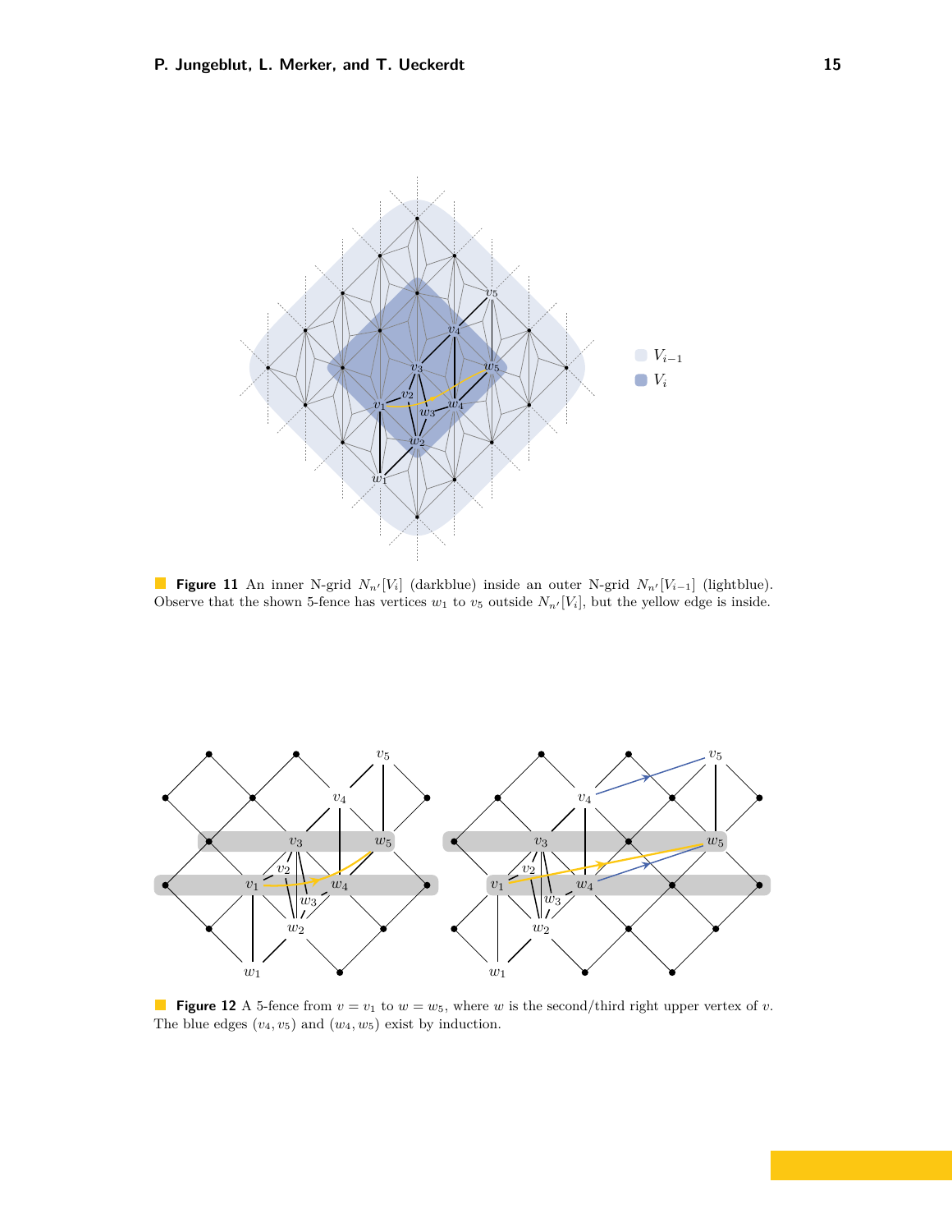**Figure 11** An inner N-grid $N_{n'}[V_i]$ (darkblue) inside an outer N-grid $N_{n'}[V_{i-1}]$ (lightblue). Observe that the shown 5-fence has vertices $w_1$ to $v_5$ outside $N_{n'}[V_i]$, but the yellow edge is inside.

**Figure 12** A 5-fence from $v = v_1$ to $w = w_5$, where $w$ is the second/third right upper vertex of $v$. The blue edges $(v_4, v_5)$ and $(w_4, w_5)$ exist by induction.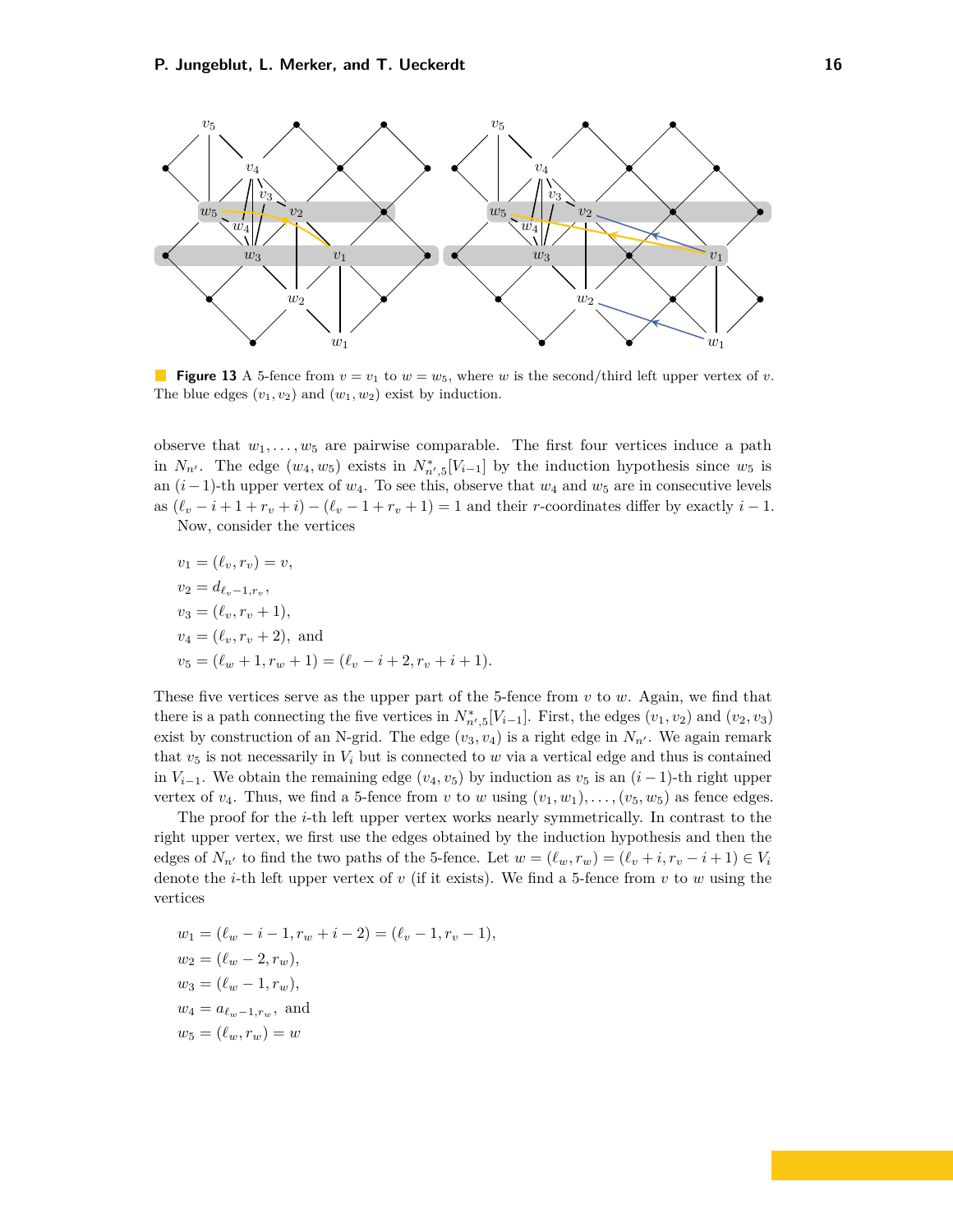**Figure 13** A 5-fence from $v = v_1$ to $w = w_5$, where $w$ is the second/third left upper vertex of $v$. The blue edges $(v_1, v_2)$ and $(w_1, w_2)$ exist by induction.

observe that $w_1, \dots, w_5$ are pairwise comparable. The first four vertices induce a path in $N_{n'}$. The edge $(w_4, w_5)$ exists in $N^*_{n',5}[V_{i-1}]$ by the induction hypothesis since $w_5$ is an $(i-1)$-th upper vertex of $w_4$. To see this, observe that $w_4$ and $w_5$ are in consecutive levels as $(\ell_v - i + 1 + r_v + i) - (\ell_v - 1 + r_v + 1) = 1$ and their $r$-coordinates differ by exactly $i - 1$.

Now, consider the vertices

$$
\begin{aligned}
v_1 &= (\ell_v, r_v) = v,\\
v_2 &= d_{\ell_v - 1, r_v},\\
v_3 &= (\ell_v, r_v + 1),\\
v_4 &= (\ell_v, r_v + 2), \text{ and}\\
v_5 &= (\ell_w + 1, r_w + 1) = (\ell_v - i + 2, r_v + i + 1).
\end{aligned}
$$

These five vertices serve as the upper part of the 5-fence from $v$ to $w$. Again, we find that there is a path connecting the five vertices in $N^*_{n',5}[V_{i-1}]$. First, the edges $(v_1, v_2)$ and $(v_2, v_3)$ exist by construction of an N-grid. The edge $(v_3, v_4)$ is a right edge in $N_{n'}$. We again remark that $v_5$ is not necessarily in $V_i$ but is connected to $w$ via a vertical edge and thus is contained in $V_{i-1}$. We obtain the remaining edge $(v_4, v_5)$ by induction as $v_5$ is an $(i-1)$-th right upper vertex of $v_4$. Thus, we find a 5-fence from $v$ to $w$ using $(v_1, w_1), \dots, (v_5, w_5)$ as fence edges.

The proof for the $i$-th left upper vertex works nearly symmetrically. In contrast to the right upper vertex, we first use the edges obtained by the induction hypothesis and then the edges of $N_{n'}$ to find the two paths of the 5-fence. Let $w = (\ell_w, r_w) = (\ell_v + i, r_v - i + 1) \in V_i$ denote the $i$-th left upper vertex of $v$ (if it exists). We find a 5-fence from $v$ to $w$ using the vertices

$$
\begin{aligned}
w_1 &= (\ell_w - i - 1, r_w + i - 2) = (\ell_v - 1, r_v - 1),\\
w_2 &= (\ell_w - 2, r_w),\\
w_3 &= (\ell_w - 1, r_w),\\
w_4 &= a_{\ell_w - 1, r_w}, \text{ and}\\
w_5 &= (\ell_w, r_w) = w
\end{aligned}
$$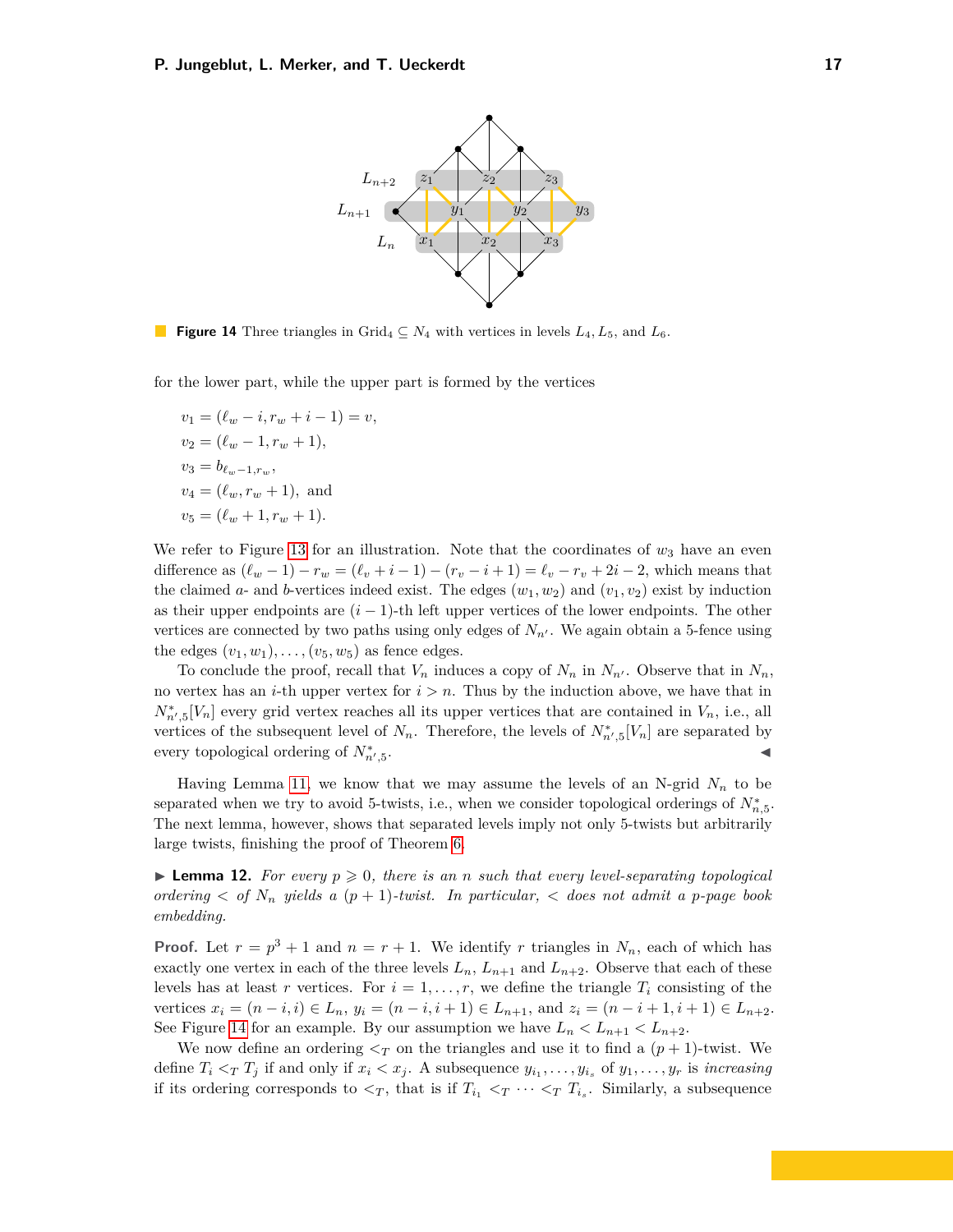**Figure 14** Three triangles in $\text{Grid}_4 \subseteq N_4$ with vertices in levels $L_4, L_5$, and $L_6$.

for the lower part, while the upper part is formed by the vertices

$$v_1 = (\ell_w - i, r_w + i - 1) = v,$$
$$v_2 = (\ell_w - 1, r_w + 1),$$
$$v_3 = b_{\ell_w - 1, r_w},$$
$$v_4 = (\ell_w, r_w + 1), \text{ and}$$
$$v_5 = (\ell_w + 1, r_w + 1).$$

We refer to Figure 13 for an illustration. Note that the coordinates of $w_3$ have an even difference as $(\ell_w - 1) - r_w = (\ell_v + i - 1) - (r_v - i + 1) = \ell_v - r_v + 2i - 2$, which means that the claimed $a$- and $b$-vertices indeed exist. The edges $(w_1, w_2)$ and $(v_1, v_2)$ exist by induction as their upper endpoints are $(i-1)$-th left upper vertices of the lower endpoints. The other vertices are connected by two paths using only edges of $N_{n'}$. We again obtain a 5-fence using the edges $(v_1, w_1), \ldots, (v_5, w_5)$ as fence edges.

To conclude the proof, recall that $V_n$ induces a copy of $N_n$ in $N_{n'}$. Observe that in $N_n$, no vertex has an $i$-th upper vertex for $i > n$. Thus by the induction above, we have that in $N^*_{n',5}[V_n]$ every grid vertex reaches all its upper vertices that are contained in $V_n$, i.e., all vertices of the subsequent level of $N_n$. Therefore, the levels of $N^*_{n',5}[V_n]$ are separated by every topological ordering of $N^*_{n',5}$. ◀

Having Lemma 11, we know that we may assume the levels of an N-grid $N_n$ to be separated when we try to avoid 5-twists, i.e., when we consider topological orderings of $N^*_{n,5}$. The next lemma, however, shows that separated levels imply not only 5-twists but arbitrarily large twists, finishing the proof of Theorem 6.

▶ **Lemma 12.** *For every $p \geqslant 0$, there is an $n$ such that every level-separating topological ordering $<$ of $N_n$ yields a $(p+1)$-twist. In particular, $<$ does not admit a $p$-page book embedding.*

**Proof.** Let $r = p^3 + 1$ and $n = r + 1$. We identify $r$ triangles in $N_n$, each of which has exactly one vertex in each of the three levels $L_n$, $L_{n+1}$ and $L_{n+2}$. Observe that each of these levels has at least $r$ vertices. For $i = 1, \ldots, r$, we define the triangle $T_i$ consisting of the vertices $x_i = (n - i, i) \in L_n$, $y_i = (n - i, i + 1) \in L_{n+1}$, and $z_i = (n - i + 1, i + 1) \in L_{n+2}$. See Figure 14 for an example. By our assumption we have $L_n < L_{n+1} < L_{n+2}$.

We now define an ordering $<_T$ on the triangles and use it to find a $(p+1)$-twist. We define $T_i <_T T_j$ if and only if $x_i < x_j$. A subsequence $y_{i_1}, \ldots, y_{i_s}$ of $y_1, \ldots, y_r$ is *increasing* if its ordering corresponds to $<_T$, that is if $T_{i_1} <_T \cdots <_T T_{i_s}$. Similarly, a subsequence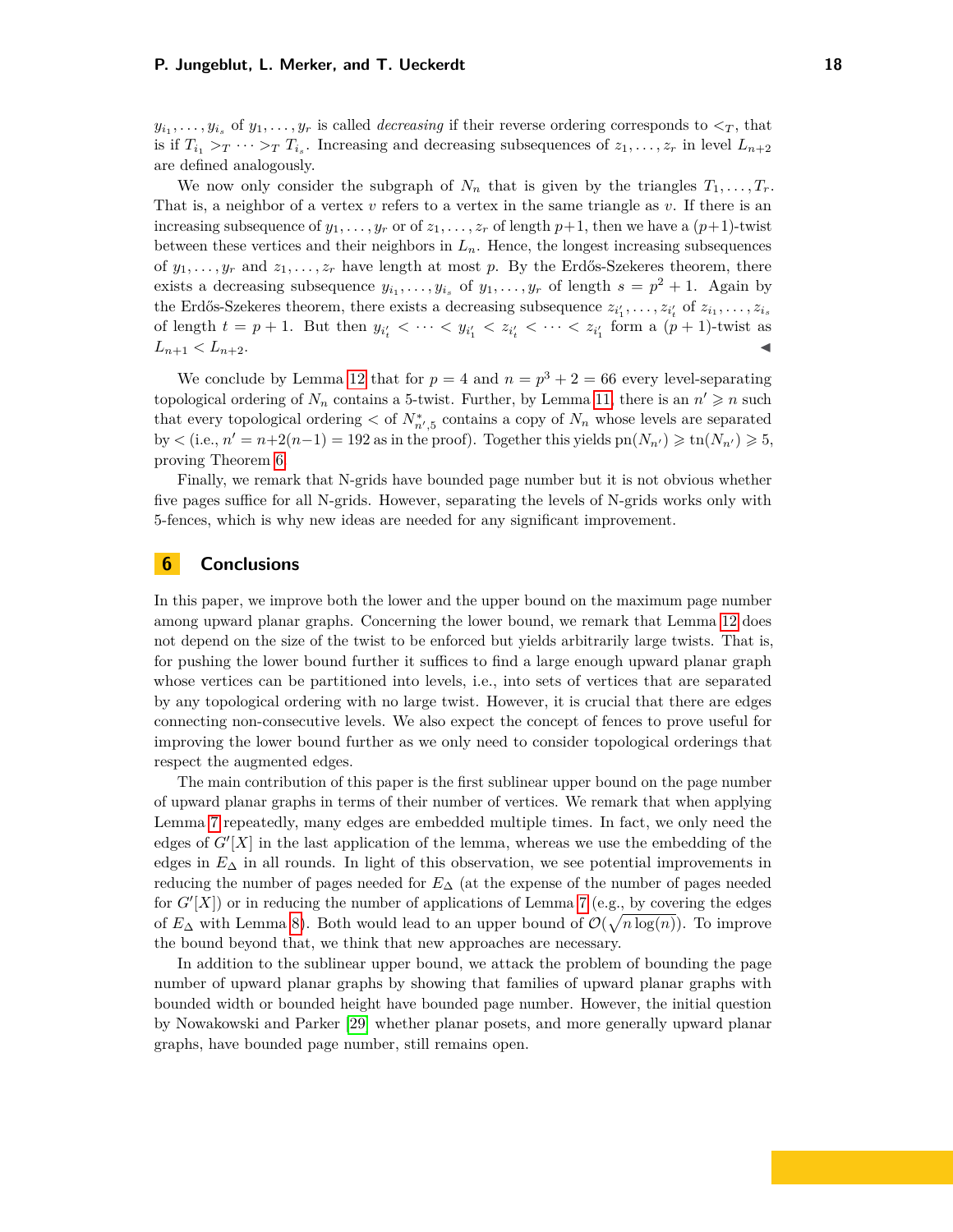$y_{i_1}, \dots, y_{i_s}$ of $y_1, \dots, y_r$ is called *decreasing* if their reverse ordering corresponds to $<_T$, that is if $T_{i_1} >_T \cdots >_T T_{i_s}$. Increasing and decreasing subsequences of $z_1, \dots, z_r$ in level $L_{n+2}$ are defined analogously.

We now only consider the subgraph of $N_n$ that is given by the triangles $T_1, \dots, T_r$. That is, a neighbor of a vertex $v$ refers to a vertex in the same triangle as $v$. If there is an increasing subsequence of $y_1, \dots, y_r$ or of $z_1, \dots, z_r$ of length $p+1$, then we have a $(p+1)$-twist between these vertices and their neighbors in $L_n$. Hence, the longest increasing subsequences of $y_1, \dots, y_r$ and $z_1, \dots, z_r$ have length at most $p$. By the Erdős-Szekeres theorem, there exists a decreasing subsequence $y_{i_1}, \dots, y_{i_s}$ of $y_1, \dots, y_r$ of length $s = p^2 + 1$. Again by the Erdős-Szekeres theorem, there exists a decreasing subsequence $z_{i'_1}, \dots, z_{i'_t}$ of $z_{i_1}, \dots, z_{i_s}$ of length $t = p + 1$. But then $y_{i'_t} < \cdots < y_{i'_1} < z_{i'_t} < \cdots < z_{i'_1}$ form a $(p+1)$-twist as $L_{n+1} < L_{n+2}$. ◀

We conclude by Lemma 12 that for $p = 4$ and $n = p^3 + 2 = 66$ every level-separating topological ordering of $N_n$ contains a 5-twist. Further, by Lemma 11, there is an $n' \geqslant n$ such that every topological ordering $<$ of $N^*_{n',5}$ contains a copy of $N_n$ whose levels are separated by $<$ (i.e., $n' = n+2(n-1) = 192$ as in the proof). Together this yields $\text{pn}(N_{n'}) \geqslant \text{tn}(N_{n'}) \geqslant 5$, proving Theorem 6.

Finally, we remark that N-grids have bounded page number but it is not obvious whether five pages suffice for all N-grids. However, separating the levels of N-grids works only with 5-fences, which is why new ideas are needed for any significant improvement.

## 6 Conclusions

In this paper, we improve both the lower and the upper bound on the maximum page number among upward planar graphs. Concerning the lower bound, we remark that Lemma 12 does not depend on the size of the twist to be enforced but yields arbitrarily large twists. That is, for pushing the lower bound further it suffices to find a large enough upward planar graph whose vertices can be partitioned into levels, i.e., into sets of vertices that are separated by any topological ordering with no large twist. However, it is crucial that there are edges connecting non-consecutive levels. We also expect the concept of fences to prove useful for improving the lower bound further as we only need to consider topological orderings that respect the augmented edges.

The main contribution of this paper is the first sublinear upper bound on the page number of upward planar graphs in terms of their number of vertices. We remark that when applying Lemma 7 repeatedly, many edges are embedded multiple times. In fact, we only need the edges of $G'[X]$ in the last application of the lemma, whereas we use the embedding of the edges in $E_\Delta$ in all rounds. In light of this observation, we see potential improvements in reducing the number of pages needed for $E_\Delta$ (at the expense of the number of pages needed for $G'[X]$) or in reducing the number of applications of Lemma 7 (e.g., by covering the edges of $E_\Delta$ with Lemma 8). Both would lead to an upper bound of $\mathcal{O}(\sqrt{n \log(n)})$. To improve the bound beyond that, we think that new approaches are necessary.

In addition to the sublinear upper bound, we attack the problem of bounding the page number of upward planar graphs by showing that families of upward planar graphs with bounded width or bounded height have bounded page number. However, the initial question by Nowakowski and Parker [29] whether planar posets, and more generally upward planar graphs, have bounded page number, still remains open.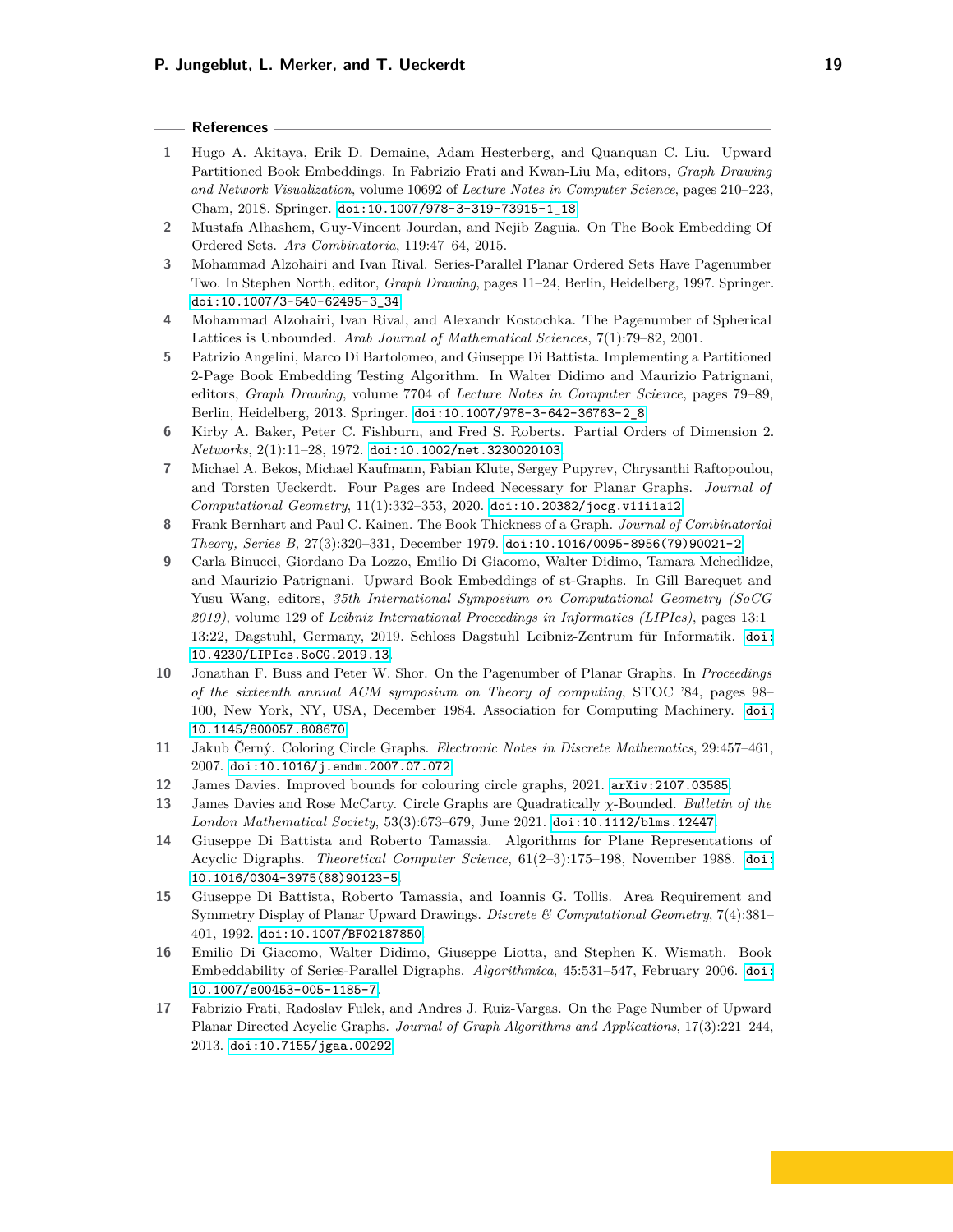## References

1. Hugo A. Akitaya, Erik D. Demaine, Adam Hesterberg, and Quanquan C. Liu. Upward Partitioned Book Embeddings. In Fabrizio Frati and Kwan-Liu Ma, editors, *Graph Drawing and Network Visualization*, volume 10692 of *Lecture Notes in Computer Science*, pages 210–223, Cham, 2018. Springer. doi:10.1007/978-3-319-73915-1_18.
2. Mustafa Alhashem, Guy-Vincent Jourdan, and Nejib Zaguia. On The Book Embedding Of Ordered Sets. *Ars Combinatoria*, 119:47–64, 2015.
3. Mohammad Alzohairi and Ivan Rival. Series-Parallel Planar Ordered Sets Have Pagenumber Two. In Stephen North, editor, *Graph Drawing*, pages 11–24, Berlin, Heidelberg, 1997. Springer. doi:10.1007/3-540-62495-3_34.
4. Mohammad Alzohairi, Ivan Rival, and Alexandr Kostochka. The Pagenumber of Spherical Lattices is Unbounded. *Arab Journal of Mathematical Sciences*, 7(1):79–82, 2001.
5. Patrizio Angelini, Marco Di Bartolomeo, and Giuseppe Di Battista. Implementing a Partitioned 2-Page Book Embedding Testing Algorithm. In Walter Didimo and Maurizio Patrignani, editors, *Graph Drawing*, volume 7704 of *Lecture Notes in Computer Science*, pages 79–89, Berlin, Heidelberg, 2013. Springer. doi:10.1007/978-3-642-36763-2_8.
6. Kirby A. Baker, Peter C. Fishburn, and Fred S. Roberts. Partial Orders of Dimension 2. *Networks*, 2(1):11–28, 1972. doi:10.1002/net.3230020103.
7. Michael A. Bekos, Michael Kaufmann, Fabian Klute, Sergey Pupyrev, Chrysanthi Raftopoulou, and Torsten Ueckerdt. Four Pages are Indeed Necessary for Planar Graphs. *Journal of Computational Geometry*, 11(1):332–353, 2020. doi:10.20382/jocg.v11i1a12.
8. Frank Bernhart and Paul C. Kainen. The Book Thickness of a Graph. *Journal of Combinatorial Theory, Series B*, 27(3):320–331, December 1979. doi:10.1016/0095-8956(79)90021-2.
9. Carla Binucci, Giordano Da Lozzo, Emilio Di Giacomo, Walter Didimo, Tamara Mchedlidze, and Maurizio Patrignani. Upward Book Embeddings of st-Graphs. In Gill Barequet and Yusu Wang, editors, *35th International Symposium on Computational Geometry (SoCG 2019)*, volume 129 of *Leibniz International Proceedings in Informatics (LIPIcs)*, pages 13:1–13:22, Dagstuhl, Germany, 2019. Schloss Dagstuhl–Leibniz-Zentrum für Informatik. doi:10.4230/LIPIcs.SoCG.2019.13.
10. Jonathan F. Buss and Peter W. Shor. On the Pagenumber of Planar Graphs. In *Proceedings of the sixteenth annual ACM symposium on Theory of computing*, STOC '84, pages 98–100, New York, NY, USA, December 1984. Association for Computing Machinery. doi:10.1145/800057.808670.
11. Jakub Černý. Coloring Circle Graphs. *Electronic Notes in Discrete Mathematics*, 29:457–461, 2007. doi:10.1016/j.endm.2007.07.072.
12. James Davies. Improved bounds for colouring circle graphs, 2021. arXiv:2107.03585.
13. James Davies and Rose McCarty. Circle Graphs are Quadratically $\chi$-Bounded. *Bulletin of the London Mathematical Society*, 53(3):673–679, June 2021. doi:10.1112/blms.12447.
14. Giuseppe Di Battista and Roberto Tamassia. Algorithms for Plane Representations of Acyclic Digraphs. *Theoretical Computer Science*, 61(2–3):175–198, November 1988. doi:10.1016/0304-3975(88)90123-5.
15. Giuseppe Di Battista, Roberto Tamassia, and Ioannis G. Tollis. Area Requirement and Symmetry Display of Planar Upward Drawings. *Discrete & Computational Geometry*, 7(4):381–401, 1992. doi:10.1007/BF02187850.
16. Emilio Di Giacomo, Walter Didimo, Giuseppe Liotta, and Stephen K. Wismath. Book Embeddability of Series-Parallel Digraphs. *Algorithmica*, 45:531–547, February 2006. doi:10.1007/s00453-005-1185-7.
17. Fabrizio Frati, Radoslav Fulek, and Andres J. Ruiz-Vargas. On the Page Number of Upward Planar Directed Acyclic Graphs. *Journal of Graph Algorithms and Applications*, 17(3):221–244, 2013. doi:10.7155/jgaa.00292.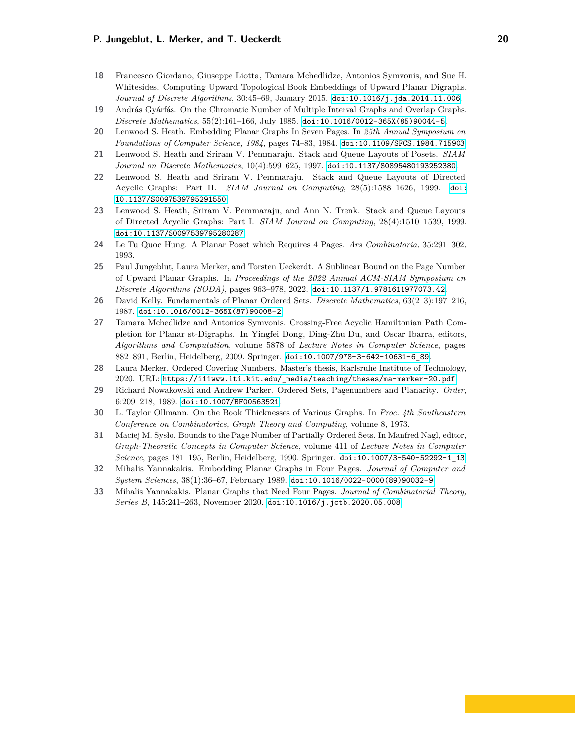18 Francesco Giordano, Giuseppe Liotta, Tamara Mchedlidze, Antonios Symvonis, and Sue H. Whitesides. Computing Upward Topological Book Embeddings of Upward Planar Digraphs. *Journal of Discrete Algorithms*, 30:45–69, January 2015. doi:10.1016/j.jda.2014.11.006.

19 András Gyárfás. On the Chromatic Number of Multiple Interval Graphs and Overlap Graphs. *Discrete Mathematics*, 55(2):161–166, July 1985. doi:10.1016/0012-365X(85)90044-5.

20 Lenwood S. Heath. Embedding Planar Graphs In Seven Pages. In *25th Annual Symposium on Foundations of Computer Science, 1984*, pages 74–83, 1984. doi:10.1109/SFCS.1984.715903.

21 Lenwood S. Heath and Sriram V. Pemmaraju. Stack and Queue Layouts of Posets. *SIAM Journal on Discrete Mathematics*, 10(4):599–625, 1997. doi:10.1137/S0895480193252380.

22 Lenwood S. Heath and Sriram V. Pemmaraju. Stack and Queue Layouts of Directed Acyclic Graphs: Part II. *SIAM Journal on Computing*, 28(5):1588–1626, 1999. doi:10.1137/S0097539795291550.

23 Lenwood S. Heath, Sriram V. Pemmaraju, and Ann N. Trenk. Stack and Queue Layouts of Directed Acyclic Graphs: Part I. *SIAM Journal on Computing*, 28(4):1510–1539, 1999. doi:10.1137/S0097539795280287.

24 Le Tu Quoc Hung. A Planar Poset which Requires 4 Pages. *Ars Combinatoria*, 35:291–302, 1993.

25 Paul Jungeblut, Laura Merker, and Torsten Ueckerdt. A Sublinear Bound on the Page Number of Upward Planar Graphs. In *Proceedings of the 2022 Annual ACM-SIAM Symposium on Discrete Algorithms (SODA)*, pages 963–978, 2022. doi:10.1137/1.9781611977073.42.

26 David Kelly. Fundamentals of Planar Ordered Sets. *Discrete Mathematics*, 63(2–3):197–216, 1987. doi:10.1016/0012-365X(87)90008-2.

27 Tamara Mchedlidze and Antonios Symvonis. Crossing-Free Acyclic Hamiltonian Path Completion for Planar st-Digraphs. In Yingfei Dong, Ding-Zhu Du, and Oscar Ibarra, editors, *Algorithms and Computation*, volume 5878 of *Lecture Notes in Computer Science*, pages 882–891, Berlin, Heidelberg, 2009. Springer. doi:10.1007/978-3-642-10631-6_89.

28 Laura Merker. Ordered Covering Numbers. Master's thesis, Karlsruhe Institute of Technology, 2020. URL: https://i11www.iti.kit.edu/_media/teaching/theses/ma-merker-20.pdf.

29 Richard Nowakowski and Andrew Parker. Ordered Sets, Pagenumbers and Planarity. *Order*, 6:209–218, 1989. doi:10.1007/BF00563521.

30 L. Taylor Ollmann. On the Book Thicknesses of Various Graphs. In *Proc. 4th Southeastern Conference on Combinatorics, Graph Theory and Computing*, volume 8, 1973.

31 Maciej M. Sysło. Bounds to the Page Number of Partially Ordered Sets. In Manfred Nagl, editor, *Graph-Theoretic Concepts in Computer Science*, volume 411 of *Lecture Notes in Computer Science*, pages 181–195, Berlin, Heidelberg, 1990. Springer. doi:10.1007/3-540-52292-1_13.

32 Mihalis Yannakakis. Embedding Planar Graphs in Four Pages. *Journal of Computer and System Sciences*, 38(1):36–67, February 1989. doi:10.1016/0022-0000(89)90032-9.

33 Mihalis Yannakakis. Planar Graphs that Need Four Pages. *Journal of Combinatorial Theory, Series B*, 145:241–263, November 2020. doi:10.1016/j.jctb.2020.05.008.